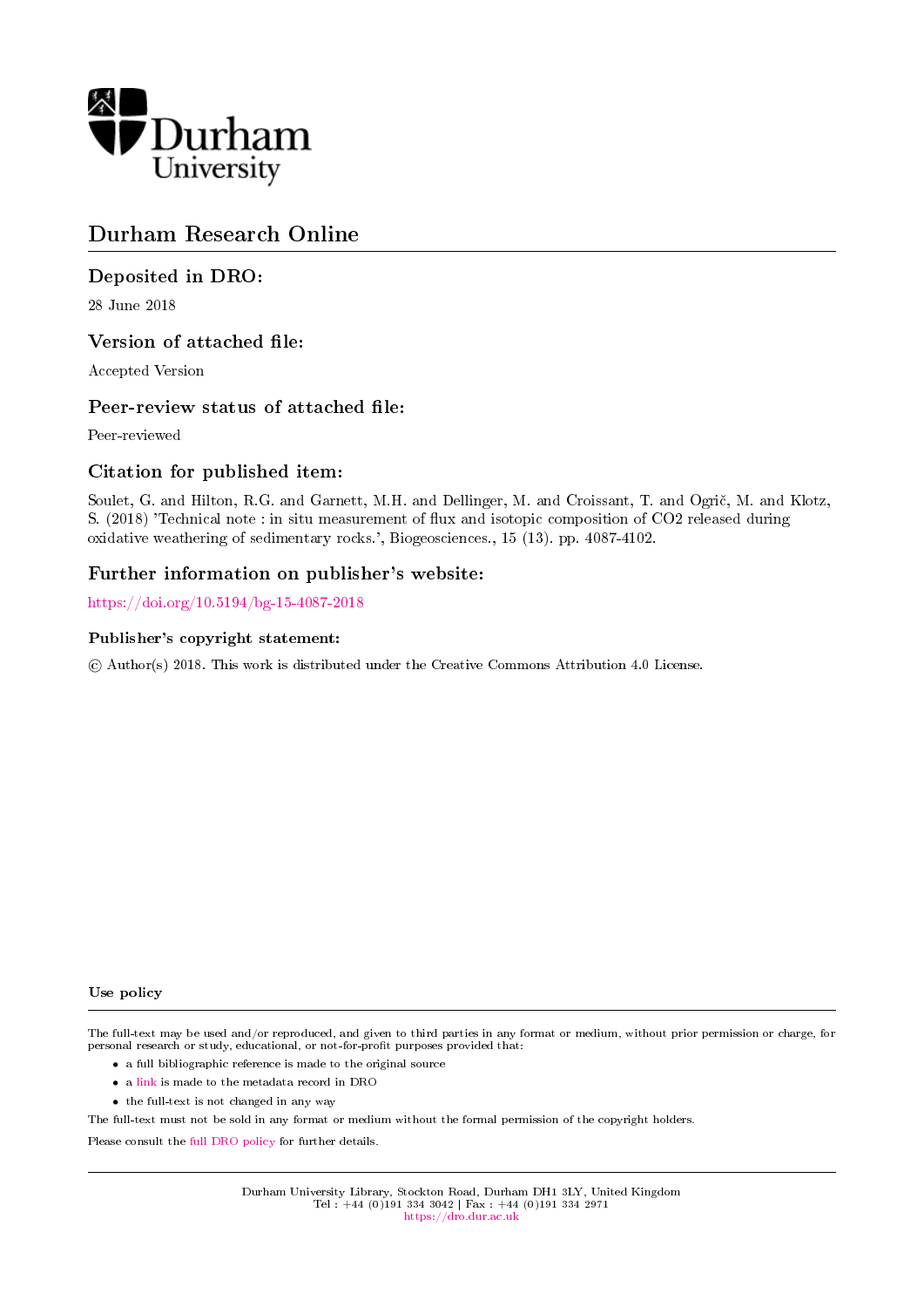Durham University

# Durham Research Online

## Deposited in DRO:

28 June 2018

## Version of attached file:

Accepted Version

## Peer-review status of attached file:

Peer-reviewed

## Citation for published item:

Soulet, G. and Hilton, R.G. and Garnett, M.H. and Dellinger, M. and Croissant, T. and Ogrič, M. and Klotz, S. (2018) 'Technical note : in situ measurement of flux and isotopic composition of CO2 released during oxidative weathering of sedimentary rocks.', Biogeosciences., 15 (13). pp. 4087-4102.

## Further information on publisher's website:

https://doi.org/10.5194/bg-15-4087-2018

### Publisher's copyright statement:

© Author(s) 2018. This work is distributed under the Creative Commons Attribution 4.0 License.

### Use policy

The full-text may be used and/or reproduced, and given to third parties in any format or medium, without prior permission or charge, for personal research or study, educational, or not-for-profit purposes provided that:

- a full bibliographic reference is made to the original source
- a link is made to the metadata record in DRO
- the full-text is not changed in any way

The full-text must not be sold in any format or medium without the formal permission of the copyright holders.

Please consult the full DRO policy for further details.

Durham University Library, Stockton Road, Durham DH1 3LY, United Kingdom
Tel : +44 (0)191 334 3042 | Fax : +44 (0)191 334 2971
https://dro.dur.ac.uk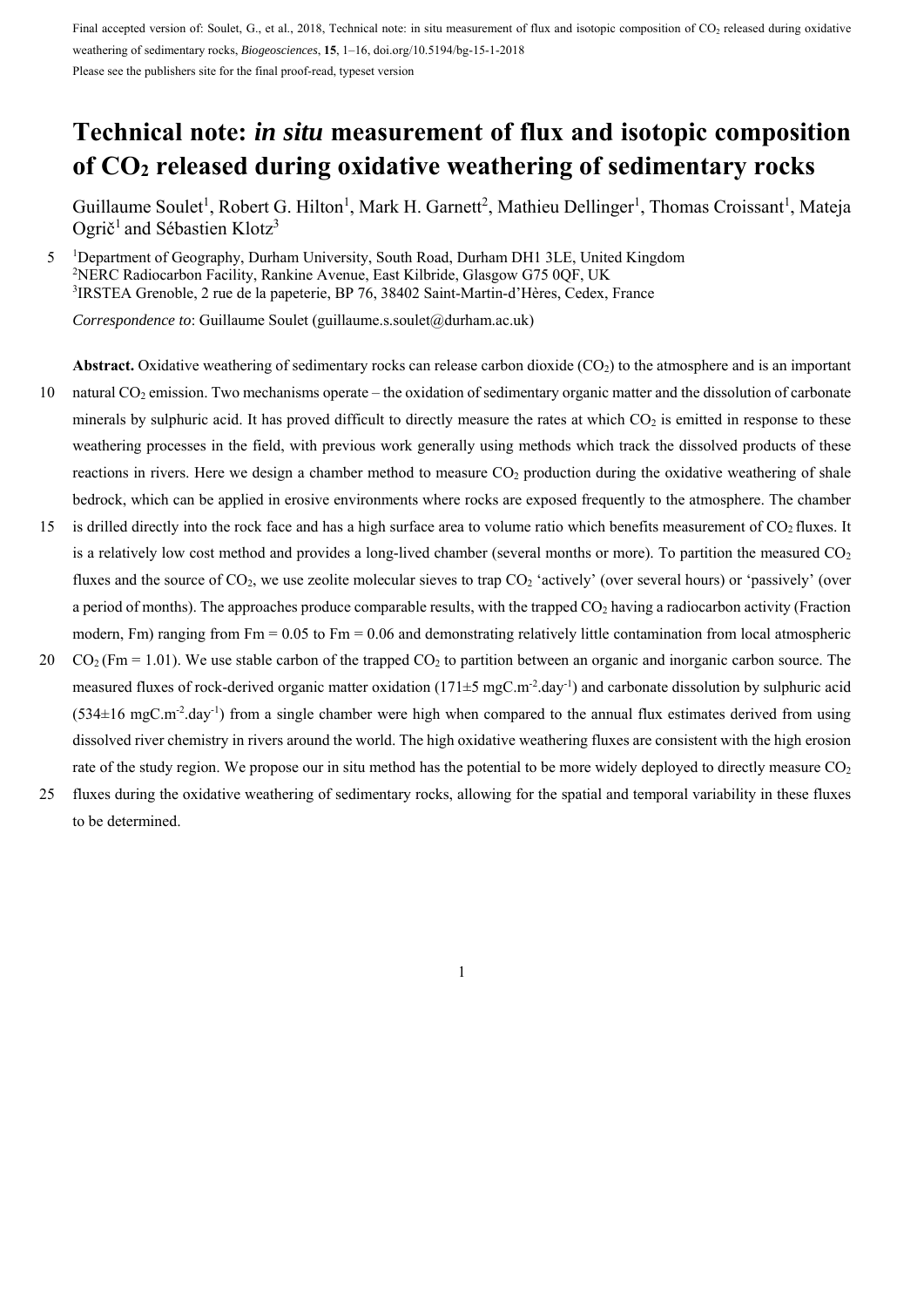Final accepted version of: Soulet, G., et al., 2018, Technical note: in situ measurement of flux and isotopic composition of $CO_2$ released during oxidative weathering of sedimentary rocks, *Biogeosciences*, **15**, 1–16, doi.org/10.5194/bg-15-1-2018

Please see the publishers site for the final proof-read, typeset version

# Technical note: *in situ* measurement of flux and isotopic composition of $CO_2$ released during oxidative weathering of sedimentary rocks

Guillaume Soulet[1], Robert G. Hilton[1], Mark H. Garnett[2], Mathieu Dellinger[1], Thomas Croissant[1], Mateja Ogrič[1] and Sébastien Klotz[3]

[1]Department of Geography, Durham University, South Road, Durham DH1 3LE, United Kingdom
[2]NERC Radiocarbon Facility, Rankine Avenue, East Kilbride, Glasgow G75 0QF, UK
[3]IRSTEA Grenoble, 2 rue de la papeterie, BP 76, 38402 Saint-Martin-d'Hères, Cedex, France

*Correspondence to*: Guillaume Soulet (guillaume.s.soulet@durham.ac.uk)

**Abstract.** Oxidative weathering of sedimentary rocks can release carbon dioxide ($CO_2$) to the atmosphere and is an important natural $CO_2$ emission. Two mechanisms operate – the oxidation of sedimentary organic matter and the dissolution of carbonate minerals by sulphuric acid. It has proved difficult to directly measure the rates at which $CO_2$ is emitted in response to these weathering processes in the field, with previous work generally using methods which track the dissolved products of these reactions in rivers. Here we design a chamber method to measure $CO_2$ production during the oxidative weathering of shale bedrock, which can be applied in erosive environments where rocks are exposed frequently to the atmosphere. The chamber is drilled directly into the rock face and has a high surface area to volume ratio which benefits measurement of $CO_2$ fluxes. It is a relatively low cost method and provides a long-lived chamber (several months or more). To partition the measured $CO_2$ fluxes and the source of $CO_2$, we use zeolite molecular sieves to trap $CO_2$ 'actively' (over several hours) or 'passively' (over a period of months). The approaches produce comparable results, with the trapped $CO_2$ having a radiocarbon activity (Fraction modern, Fm) ranging from Fm = 0.05 to Fm = 0.06 and demonstrating relatively little contamination from local atmospheric $CO_2$ (Fm = 1.01). We use stable carbon of the trapped $CO_2$ to partition between an organic and inorganic carbon source. The measured fluxes of rock-derived organic matter oxidation (171±5 $mgC.m^{-2}.day^{-1}$) and carbonate dissolution by sulphuric acid (534±16 $mgC.m^{-2}.day^{-1}$) from a single chamber were high when compared to the annual flux estimates derived from using dissolved river chemistry in rivers around the world. The high oxidative weathering fluxes are consistent with the high erosion rate of the study region. We propose our in situ method has the potential to be more widely deployed to directly measure $CO_2$ fluxes during the oxidative weathering of sedimentary rocks, allowing for the spatial and temporal variability in these fluxes to be determined.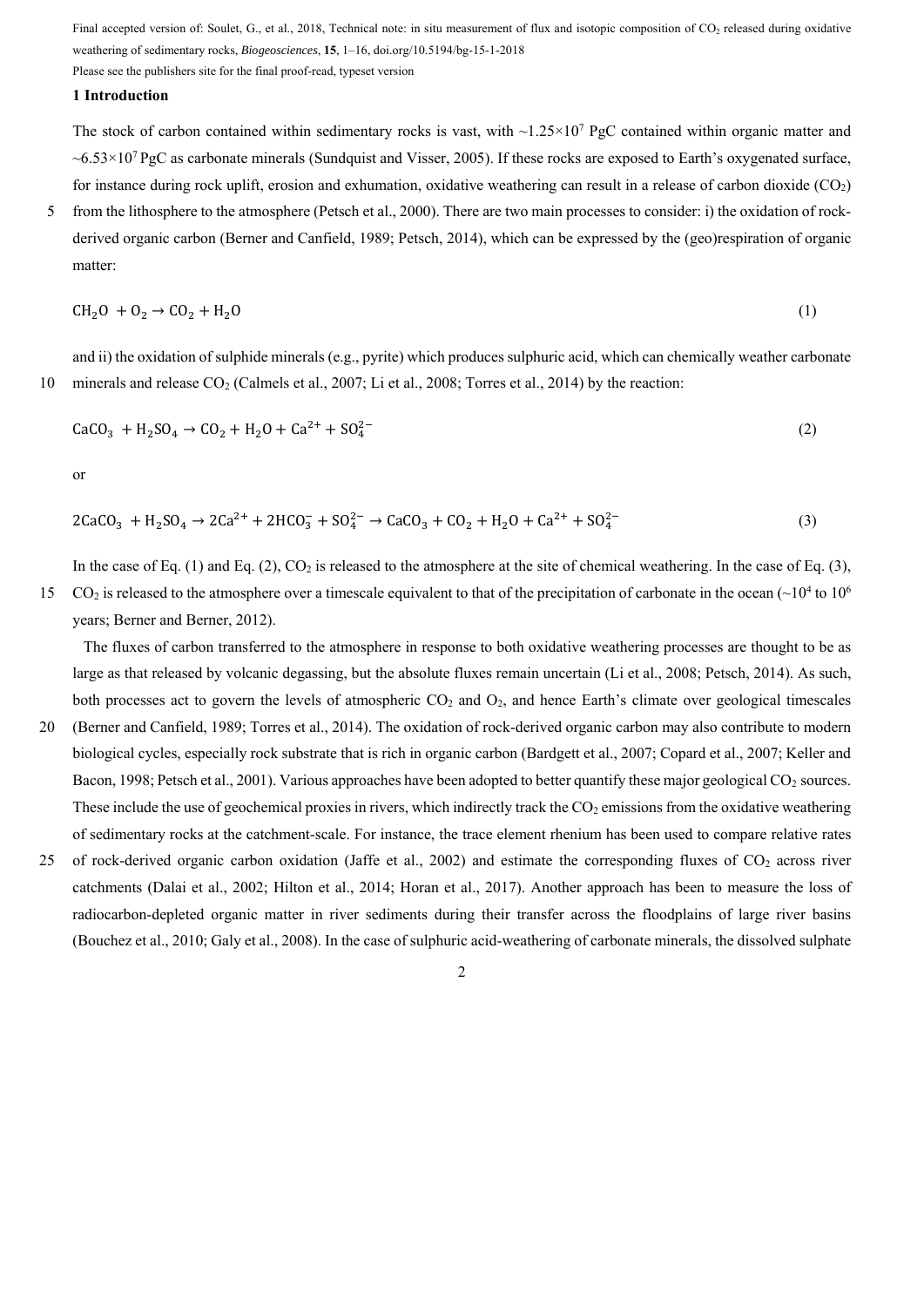## 1 Introduction

The stock of carbon contained within sedimentary rocks is vast, with ~$1.25\times10^7$ PgC contained within organic matter and ~$6.53\times10^7$ PgC as carbonate minerals (Sundquist and Visser, 2005). If these rocks are exposed to Earth's oxygenated surface, for instance during rock uplift, erosion and exhumation, oxidative weathering can result in a release of carbon dioxide ($CO_2$) from the lithosphere to the atmosphere (Petsch et al., 2000). There are two main processes to consider: i) the oxidation of rock-derived organic carbon (Berner and Canfield, 1989; Petsch, 2014), which can be expressed by the (geo)respiration of organic matter:

$$CH_2O + O_2 \rightarrow CO_2 + H_2O \quad (1)$$

and ii) the oxidation of sulphide minerals (e.g., pyrite) which produces sulphuric acid, which can chemically weather carbonate minerals and release $CO_2$ (Calmels et al., 2007; Li et al., 2008; Torres et al., 2014) by the reaction:

$$CaCO_3 + H_2SO_4 \rightarrow CO_2 + H_2O + Ca^{2+} + SO_4^{2-} \quad (2)$$

or

$$2CaCO_3 + H_2SO_4 \rightarrow 2Ca^{2+} + 2HCO_3^- + SO_4^{2-} \rightarrow CaCO_3 + CO_2 + H_2O + Ca^{2+} + SO_4^{2-} \quad (3)$$

In the case of Eq. (1) and Eq. (2), $CO_2$ is released to the atmosphere at the site of chemical weathering. In the case of Eq. (3), $CO_2$ is released to the atmosphere over a timescale equivalent to that of the precipitation of carbonate in the ocean (~$10^4$ to $10^6$ years; Berner and Berner, 2012).

The fluxes of carbon transferred to the atmosphere in response to both oxidative weathering processes are thought to be as large as that released by volcanic degassing, but the absolute fluxes remain uncertain (Li et al., 2008; Petsch, 2014). As such, both processes act to govern the levels of atmospheric $CO_2$ and $O_2$, and hence Earth's climate over geological timescales (Berner and Canfield, 1989; Torres et al., 2014). The oxidation of rock-derived organic carbon may also contribute to modern biological cycles, especially rock substrate that is rich in organic carbon (Bardgett et al., 2007; Copard et al., 2007; Keller and Bacon, 1998; Petsch et al., 2001). Various approaches have been adopted to better quantify these major geological $CO_2$ sources. These include the use of geochemical proxies in rivers, which indirectly track the $CO_2$ emissions from the oxidative weathering of sedimentary rocks at the catchment-scale. For instance, the trace element rhenium has been used to compare relative rates of rock-derived organic carbon oxidation (Jaffe et al., 2002) and estimate the corresponding fluxes of $CO_2$ across river catchments (Dalai et al., 2002; Hilton et al., 2014; Horan et al., 2017). Another approach has been to measure the loss of radiocarbon-depleted organic matter in river sediments during their transfer across the floodplains of large river basins (Bouchez et al., 2010; Galy et al., 2008). In the case of sulphuric acid-weathering of carbonate minerals, the dissolved sulphate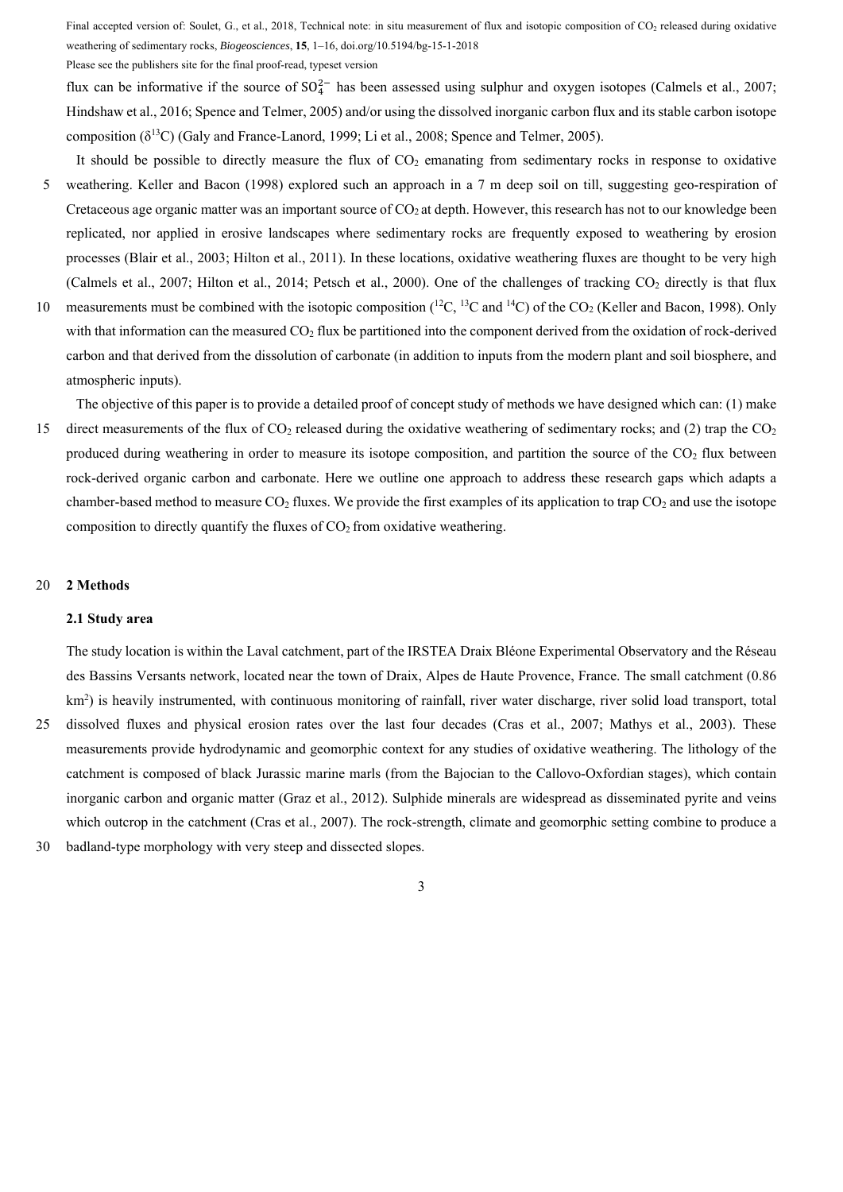flux can be informative if the source of $SO_4^{2-}$ has been assessed using sulphur and oxygen isotopes (Calmels et al., 2007; Hindshaw et al., 2016; Spence and Telmer, 2005) and/or using the dissolved inorganic carbon flux and its stable carbon isotope composition ($\delta^{13}C$) (Galy and France-Lanord, 1999; Li et al., 2008; Spence and Telmer, 2005).

It should be possible to directly measure the flux of $CO_2$ emanating from sedimentary rocks in response to oxidative weathering. Keller and Bacon (1998) explored such an approach in a 7 m deep soil on till, suggesting geo-respiration of Cretaceous age organic matter was an important source of $CO_2$ at depth. However, this research has not to our knowledge been replicated, nor applied in erosive landscapes where sedimentary rocks are frequently exposed to weathering by erosion processes (Blair et al., 2003; Hilton et al., 2011). In these locations, oxidative weathering fluxes are thought to be very high (Calmels et al., 2007; Hilton et al., 2014; Petsch et al., 2000). One of the challenges of tracking $CO_2$ directly is that flux measurements must be combined with the isotopic composition ($^{12}C$, $^{13}C$ and $^{14}C$) of the $CO_2$ (Keller and Bacon, 1998). Only with that information can the measured $CO_2$ flux be partitioned into the component derived from the oxidation of rock-derived carbon and that derived from the dissolution of carbonate (in addition to inputs from the modern plant and soil biosphere, and atmospheric inputs).

The objective of this paper is to provide a detailed proof of concept study of methods we have designed which can: (1) make direct measurements of the flux of $CO_2$ released during the oxidative weathering of sedimentary rocks; and (2) trap the $CO_2$ produced during weathering in order to measure its isotope composition, and partition the source of the $CO_2$ flux between rock-derived organic carbon and carbonate. Here we outline one approach to address these research gaps which adapts a chamber-based method to measure $CO_2$ fluxes. We provide the first examples of its application to trap $CO_2$ and use the isotope composition to directly quantify the fluxes of $CO_2$ from oxidative weathering.

## 2 Methods

### 2.1 Study area

The study location is within the Laval catchment, part of the IRSTEA Draix Bléone Experimental Observatory and the Réseau des Bassins Versants network, located near the town of Draix, Alpes de Haute Provence, France. The small catchment (0.86 km$^2$) is heavily instrumented, with continuous monitoring of rainfall, river water discharge, river solid load transport, total dissolved fluxes and physical erosion rates over the last four decades (Cras et al., 2007; Mathys et al., 2003). These measurements provide hydrodynamic and geomorphic context for any studies of oxidative weathering. The lithology of the catchment is composed of black Jurassic marine marls (from the Bajocian to the Callovo-Oxfordian stages), which contain inorganic carbon and organic matter (Graz et al., 2012). Sulphide minerals are widespread as disseminated pyrite and veins which outcrop in the catchment (Cras et al., 2007). The rock-strength, climate and geomorphic setting combine to produce a badland-type morphology with very steep and dissected slopes.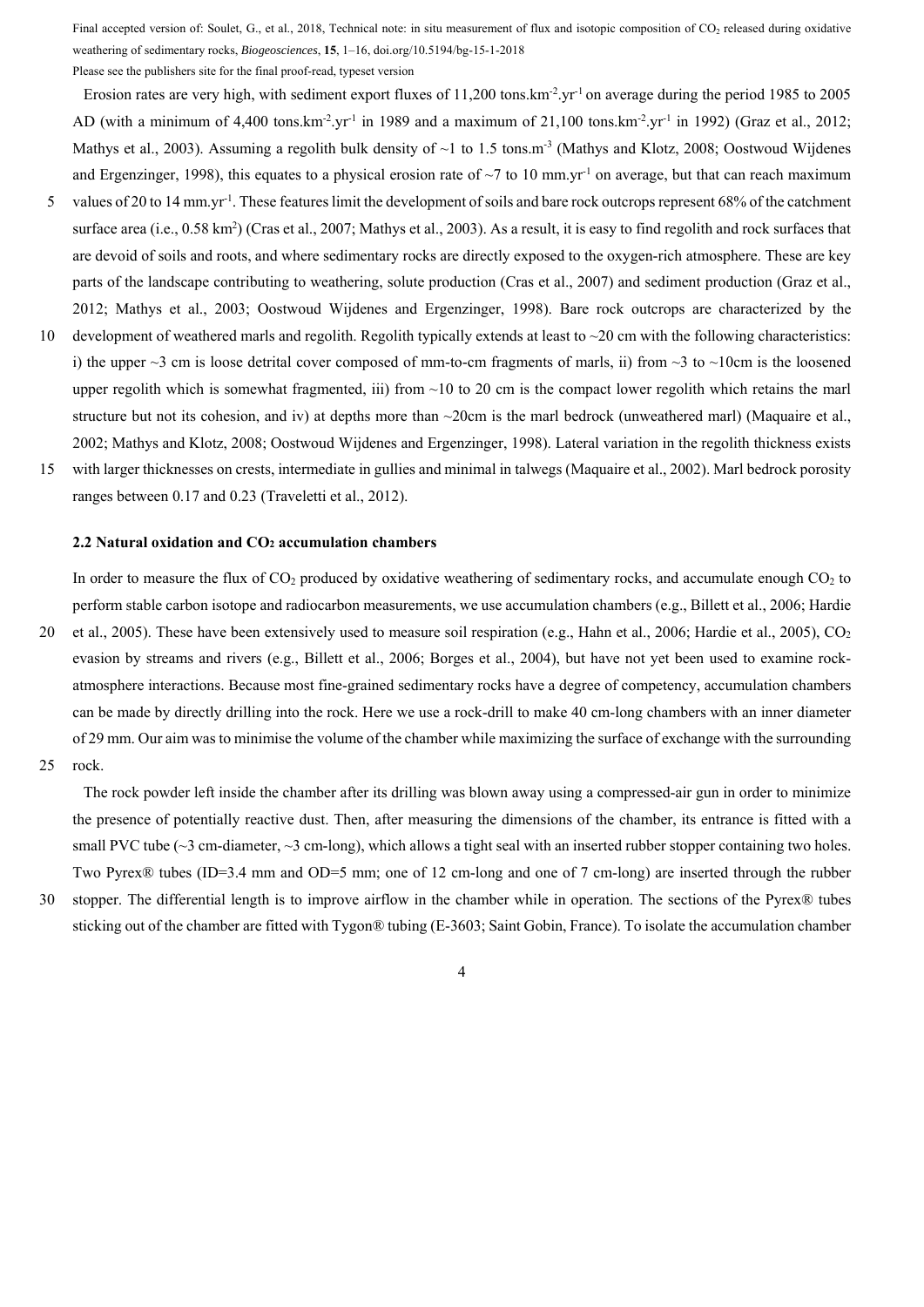Erosion rates are very high, with sediment export fluxes of 11,200 tons.km$^{-2}$.yr$^{-1}$ on average during the period 1985 to 2005 AD (with a minimum of 4,400 tons.km$^{-2}$.yr$^{-1}$ in 1989 and a maximum of 21,100 tons.km$^{-2}$.yr$^{-1}$ in 1992) (Graz et al., 2012; Mathys et al., 2003). Assuming a regolith bulk density of ~1 to 1.5 tons.m$^{-3}$ (Mathys and Klotz, 2008; Oostwoud Wijdenes and Ergenzinger, 1998), this equates to a physical erosion rate of ~7 to 10 mm.yr$^{-1}$ on average, but that can reach maximum values of 20 to 14 mm.yr$^{-1}$. These features limit the development of soils and bare rock outcrops represent 68% of the catchment surface area (i.e., 0.58 km$^2$) (Cras et al., 2007; Mathys et al., 2003). As a result, it is easy to find regolith and rock surfaces that are devoid of soils and roots, and where sedimentary rocks are directly exposed to the oxygen-rich atmosphere. These are key parts of the landscape contributing to weathering, solute production (Cras et al., 2007) and sediment production (Graz et al., 2012; Mathys et al., 2003; Oostwoud Wijdenes and Ergenzinger, 1998). Bare rock outcrops are characterized by the development of weathered marls and regolith. Regolith typically extends at least to ~20 cm with the following characteristics: i) the upper ~3 cm is loose detrital cover composed of mm-to-cm fragments of marls, ii) from ~3 to ~10cm is the loosened upper regolith which is somewhat fragmented, iii) from ~10 to 20 cm is the compact lower regolith which retains the marl structure but not its cohesion, and iv) at depths more than ~20cm is the marl bedrock (unweathered marl) (Maquaire et al., 2002; Mathys and Klotz, 2008; Oostwoud Wijdenes and Ergenzinger, 1998). Lateral variation in the regolith thickness exists with larger thicknesses on crests, intermediate in gullies and minimal in talwegs (Maquaire et al., 2002). Marl bedrock porosity ranges between 0.17 and 0.23 (Traveletti et al., 2012).

### 2.2 Natural oxidation and $CO_2$ accumulation chambers

In order to measure the flux of $CO_2$ produced by oxidative weathering of sedimentary rocks, and accumulate enough $CO_2$ to perform stable carbon isotope and radiocarbon measurements, we use accumulation chambers (e.g., Billett et al., 2006; Hardie et al., 2005). These have been extensively used to measure soil respiration (e.g., Hahn et al., 2006; Hardie et al., 2005), $CO_2$ evasion by streams and rivers (e.g., Billett et al., 2006; Borges et al., 2004), but have not yet been used to examine rock-atmosphere interactions. Because most fine-grained sedimentary rocks have a degree of competency, accumulation chambers can be made by directly drilling into the rock. Here we use a rock-drill to make 40 cm-long chambers with an inner diameter of 29 mm. Our aim was to minimise the volume of the chamber while maximizing the surface of exchange with the surrounding rock.

The rock powder left inside the chamber after its drilling was blown away using a compressed-air gun in order to minimize the presence of potentially reactive dust. Then, after measuring the dimensions of the chamber, its entrance is fitted with a small PVC tube (~3 cm-diameter, ~3 cm-long), which allows a tight seal with an inserted rubber stopper containing two holes. Two Pyrex® tubes (ID=3.4 mm and OD=5 mm; one of 12 cm-long and one of 7 cm-long) are inserted through the rubber stopper. The differential length is to improve airflow in the chamber while in operation. The sections of the Pyrex® tubes sticking out of the chamber are fitted with Tygon® tubing (E-3603; Saint Gobin, France). To isolate the accumulation chamber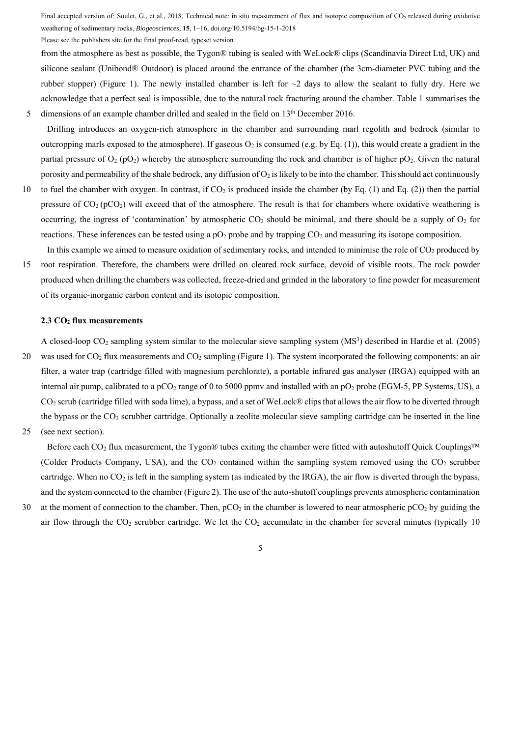from the atmosphere as best as possible, the Tygon® tubing is sealed with WeLock® clips (Scandinavia Direct Ltd, UK) and silicone sealant (Unibond® Outdoor) is placed around the entrance of the chamber (the 3cm-diameter PVC tubing and the rubber stopper) (Figure 1). The newly installed chamber is left for ~2 days to allow the sealant to fully dry. Here we acknowledge that a perfect seal is impossible, due to the natural rock fracturing around the chamber. Table 1 summarises the dimensions of an example chamber drilled and sealed in the field on 13th December 2016.

Drilling introduces an oxygen-rich atmosphere in the chamber and surrounding marl regolith and bedrock (similar to outcropping marls exposed to the atmosphere). If gaseous $O_2$ is consumed (e.g. by Eq. (1)), this would create a gradient in the partial pressure of $O_2$ ($pO_2$) whereby the atmosphere surrounding the rock and chamber is of higher $pO_2$. Given the natural porosity and permeability of the shale bedrock, any diffusion of $O_2$ is likely to be into the chamber. This should act continuously to fuel the chamber with oxygen. In contrast, if $CO_2$ is produced inside the chamber (by Eq. (1) and Eq. (2)) then the partial pressure of $CO_2$ ($pCO_2$) will exceed that of the atmosphere. The result is that for chambers where oxidative weathering is occurring, the ingress of 'contamination' by atmospheric $CO_2$ should be minimal, and there should be a supply of $O_2$ for reactions. These inferences can be tested using a $pO_2$ probe and by trapping $CO_2$ and measuring its isotope composition.

In this example we aimed to measure oxidation of sedimentary rocks, and intended to minimise the role of $CO_2$ produced by root respiration. Therefore, the chambers were drilled on cleared rock surface, devoid of visible roots. The rock powder produced when drilling the chambers was collected, freeze-dried and grinded in the laboratory to fine powder for measurement of its organic-inorganic carbon content and its isotopic composition.

### 2.3 $CO_2$ flux measurements

A closed-loop $CO_2$ sampling system similar to the molecular sieve sampling system ($MS^3$) described in Hardie et al. (2005) was used for $CO_2$ flux measurements and $CO_2$ sampling (Figure 1). The system incorporated the following components: an air filter, a water trap (cartridge filled with magnesium perchlorate), a portable infrared gas analyser (IRGA) equipped with an internal air pump, calibrated to a $pCO_2$ range of 0 to 5000 ppmv and installed with an $pO_2$ probe (EGM-5, PP Systems, US), a $CO_2$ scrub (cartridge filled with soda lime), a bypass, and a set of WeLock® clips that allows the air flow to be diverted through the bypass or the $CO_2$ scrubber cartridge. Optionally a zeolite molecular sieve sampling cartridge can be inserted in the line (see next section).

Before each $CO_2$ flux measurement, the Tygon® tubes exiting the chamber were fitted with autoshutoff Quick Couplings™ (Colder Products Company, USA), and the $CO_2$ contained within the sampling system removed using the $CO_2$ scrubber cartridge. When no $CO_2$ is left in the sampling system (as indicated by the IRGA), the air flow is diverted through the bypass, and the system connected to the chamber (Figure 2). The use of the auto-shutoff couplings prevents atmospheric contamination at the moment of connection to the chamber. Then, $pCO_2$ in the chamber is lowered to near atmospheric $pCO_2$ by guiding the air flow through the $CO_2$ scrubber cartridge. We let the $CO_2$ accumulate in the chamber for several minutes (typically 10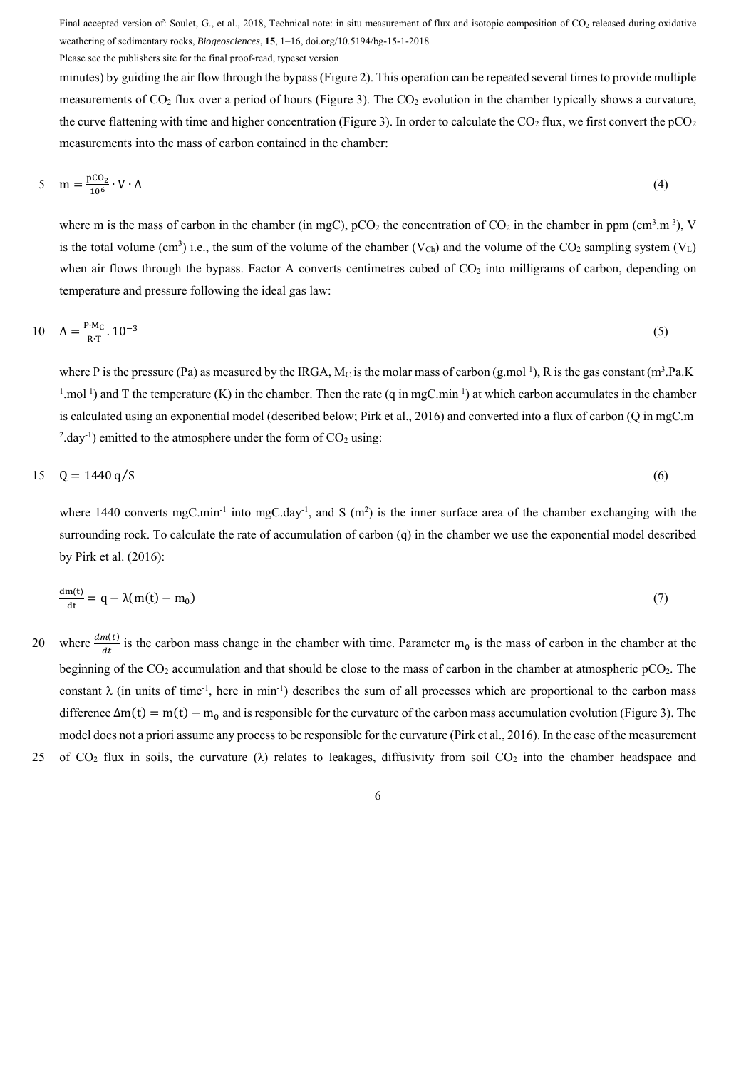minutes) by guiding the air flow through the bypass (Figure 2). This operation can be repeated several times to provide multiple measurements of $CO_2$ flux over a period of hours (Figure 3). The $CO_2$ evolution in the chamber typically shows a curvature, the curve flattening with time and higher concentration (Figure 3). In order to calculate the $CO_2$ flux, we first convert the $pCO_2$ measurements into the mass of carbon contained in the chamber:

$$m = \frac{pCO_2}{10^6} \cdot V \cdot A \tag{4}$$

where m is the mass of carbon in the chamber (in mgC), $pCO_2$ the concentration of $CO_2$ in the chamber in ppm ($cm^3.m^{-3}$), V is the total volume ($cm^3$) i.e., the sum of the volume of the chamber ($V_{Ch}$) and the volume of the $CO_2$ sampling system ($V_L$) when air flows through the bypass. Factor A converts centimetres cubed of $CO_2$ into milligrams of carbon, depending on temperature and pressure following the ideal gas law:

$$A = \frac{P \cdot M_C}{R \cdot T} . 10^{-3} \tag{5}$$

where P is the pressure (Pa) as measured by the IRGA, $M_C$ is the molar mass of carbon ($g.mol^{-1}$), R is the gas constant ($m^3.Pa.K^{-1}.mol^{-1}$) and T the temperature (K) in the chamber. Then the rate (q in $mgC.min^{-1}$) at which carbon accumulates in the chamber is calculated using an exponential model (described below; Pirk et al., 2016) and converted into a flux of carbon (Q in $mgC.m^{-2}.day^{-1}$) emitted to the atmosphere under the form of $CO_2$ using:

$$Q = 1440\, q/S \tag{6}$$

where 1440 converts $mgC.min^{-1}$ into $mgC.day^{-1}$, and S ($m^2$) is the inner surface area of the chamber exchanging with the surrounding rock. To calculate the rate of accumulation of carbon (q) in the chamber we use the exponential model described by Pirk et al. (2016):

$$\frac{dm(t)}{dt} = q - \lambda(m(t) - m_0) \tag{7}$$

where $\frac{dm(t)}{dt}$ is the carbon mass change in the chamber with time. Parameter $m_0$ is the mass of carbon in the chamber at the beginning of the $CO_2$ accumulation and that should be close to the mass of carbon in the chamber at atmospheric $pCO_2$. The constant $\lambda$ (in units of $time^{-1}$, here in $min^{-1}$) describes the sum of all processes which are proportional to the carbon mass difference $\Delta m(t) = m(t) - m_0$ and is responsible for the curvature of the carbon mass accumulation evolution (Figure 3). The model does not a priori assume any process to be responsible for the curvature (Pirk et al., 2016). In the case of the measurement of $CO_2$ flux in soils, the curvature ($\lambda$) relates to leakages, diffusivity from soil $CO_2$ into the chamber headspace and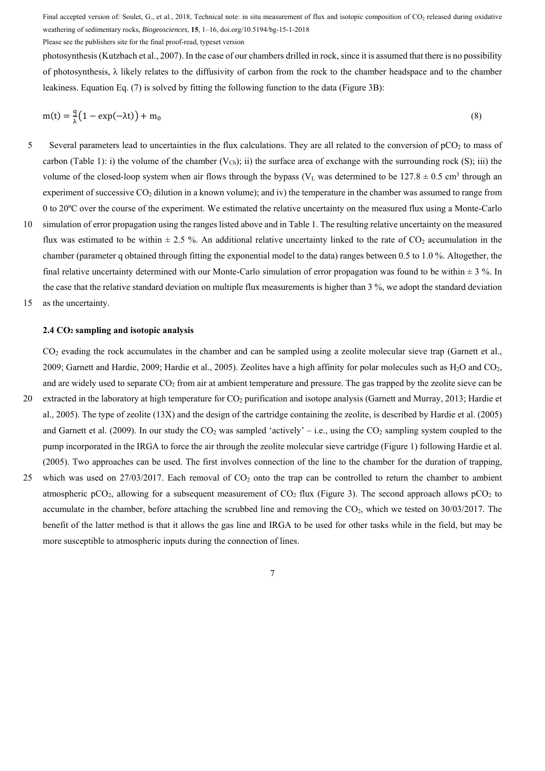photosynthesis (Kutzbach et al., 2007). In the case of our chambers drilled in rock, since it is assumed that there is no possibility of photosynthesis, λ likely relates to the diffusivity of carbon from the rock to the chamber headspace and to the chamber leakiness. Equation Eq. (7) is solved by fitting the following function to the data (Figure 3B):

$$m(t) = \frac{q}{\lambda}\left(1 - \exp(-\lambda t)\right) + m_0 \tag{8}$$

Several parameters lead to uncertainties in the flux calculations. They are all related to the conversion of $pCO_2$ to mass of carbon (Table 1): i) the volume of the chamber ($V_{Ch}$); ii) the surface area of exchange with the surrounding rock (S); iii) the volume of the closed-loop system when air flows through the bypass ($V_L$ was determined to be $127.8 \pm 0.5$ cm$^3$ through an experiment of successive $CO_2$ dilution in a known volume); and iv) the temperature in the chamber was assumed to range from 0 to 20ºC over the course of the experiment. We estimated the relative uncertainty on the measured flux using a Monte-Carlo simulation of error propagation using the ranges listed above and in Table 1. The resulting relative uncertainty on the measured flux was estimated to be within ± 2.5 %. An additional relative uncertainty linked to the rate of $CO_2$ accumulation in the chamber (parameter q obtained through fitting the exponential model to the data) ranges between 0.5 to 1.0 %. Altogether, the final relative uncertainty determined with our Monte-Carlo simulation of error propagation was found to be within ± 3 %. In the case that the relative standard deviation on multiple flux measurements is higher than 3 %, we adopt the standard deviation as the uncertainty.

### 2.4 $CO_2$ sampling and isotopic analysis

$CO_2$ evading the rock accumulates in the chamber and can be sampled using a zeolite molecular sieve trap (Garnett et al., 2009; Garnett and Hardie, 2009; Hardie et al., 2005). Zeolites have a high affinity for polar molecules such as $H_2O$ and $CO_2$, and are widely used to separate $CO_2$ from air at ambient temperature and pressure. The gas trapped by the zeolite sieve can be extracted in the laboratory at high temperature for $CO_2$ purification and isotope analysis (Garnett and Murray, 2013; Hardie et al., 2005). The type of zeolite (13X) and the design of the cartridge containing the zeolite, is described by Hardie et al. (2005) and Garnett et al. (2009). In our study the $CO_2$ was sampled 'actively' – i.e., using the $CO_2$ sampling system coupled to the pump incorporated in the IRGA to force the air through the zeolite molecular sieve cartridge (Figure 1) following Hardie et al. (2005). Two approaches can be used. The first involves connection of the line to the chamber for the duration of trapping, which was used on 27/03/2017. Each removal of $CO_2$ onto the trap can be controlled to return the chamber to ambient atmospheric $pCO_2$, allowing for a subsequent measurement of $CO_2$ flux (Figure 3). The second approach allows $pCO_2$ to accumulate in the chamber, before attaching the scrubbed line and removing the $CO_2$, which we tested on 30/03/2017. The benefit of the latter method is that it allows the gas line and IRGA to be used for other tasks while in the field, but may be more susceptible to atmospheric inputs during the connection of lines.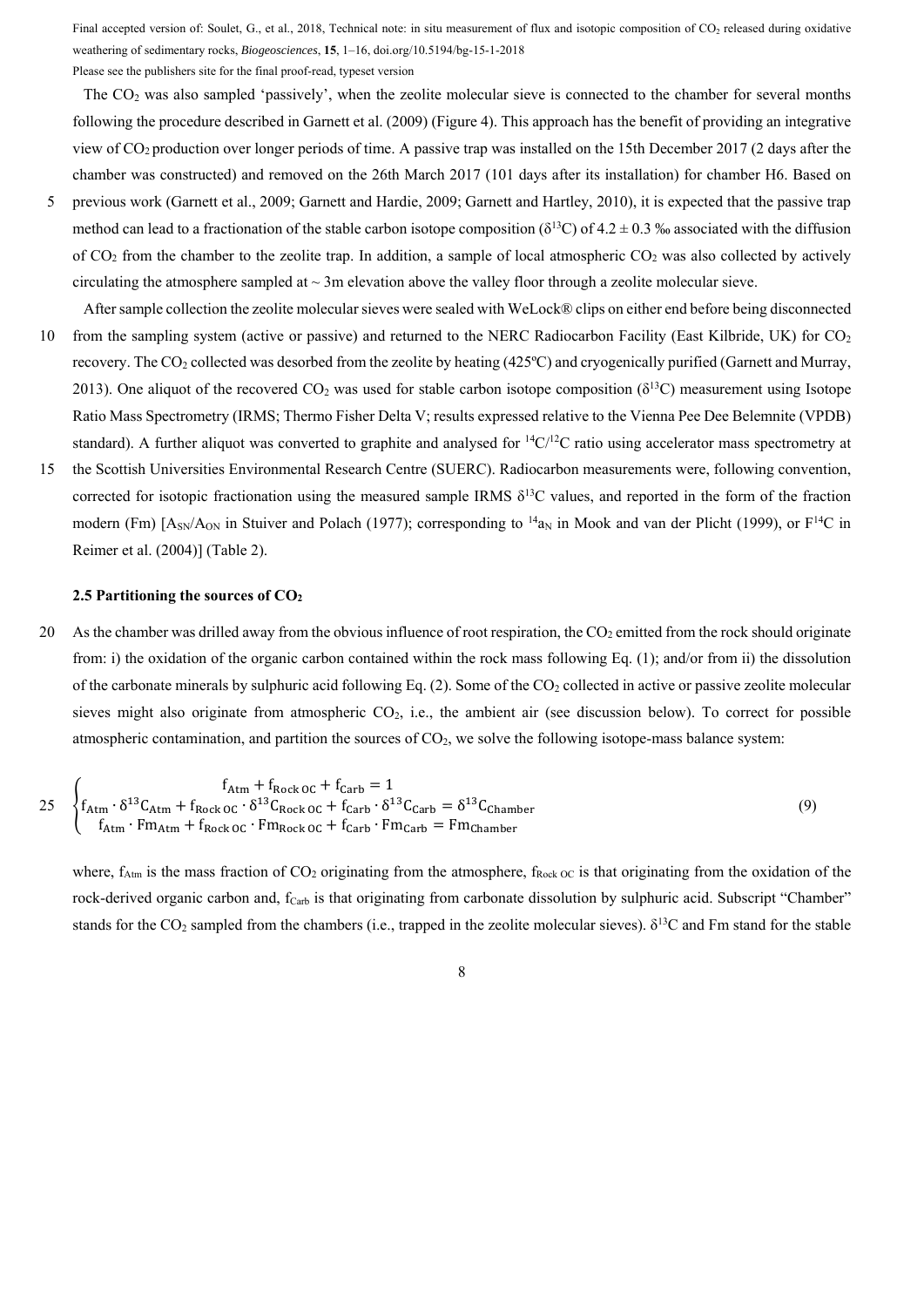The $CO_2$ was also sampled 'passively', when the zeolite molecular sieve is connected to the chamber for several months following the procedure described in Garnett et al. (2009) (Figure 4). This approach has the benefit of providing an integrative view of $CO_2$ production over longer periods of time. A passive trap was installed on the 15th December 2017 (2 days after the chamber was constructed) and removed on the 26th March 2017 (101 days after its installation) for chamber H6. Based on previous work (Garnett et al., 2009; Garnett and Hardie, 2009; Garnett and Hartley, 2010), it is expected that the passive trap method can lead to a fractionation of the stable carbon isotope composition ($\delta^{13}C$) of 4.2 ± 0.3 ‰ associated with the diffusion of $CO_2$ from the chamber to the zeolite trap. In addition, a sample of local atmospheric $CO_2$ was also collected by actively circulating the atmosphere sampled at ~ 3m elevation above the valley floor through a zeolite molecular sieve.

After sample collection the zeolite molecular sieves were sealed with WeLock® clips on either end before being disconnected from the sampling system (active or passive) and returned to the NERC Radiocarbon Facility (East Kilbride, UK) for $CO_2$ recovery. The $CO_2$ collected was desorbed from the zeolite by heating (425ºC) and cryogenically purified (Garnett and Murray, 2013). One aliquot of the recovered $CO_2$ was used for stable carbon isotope composition ($\delta^{13}C$) measurement using Isotope Ratio Mass Spectrometry (IRMS; Thermo Fisher Delta V; results expressed relative to the Vienna Pee Dee Belemnite (VPDB) standard). A further aliquot was converted to graphite and analysed for $^{14}C/^{12}C$ ratio using accelerator mass spectrometry at the Scottish Universities Environmental Research Centre (SUERC). Radiocarbon measurements were, following convention, corrected for isotopic fractionation using the measured sample IRMS $\delta^{13}C$ values, and reported in the form of the fraction modern (Fm) [$A_{SN}/A_{ON}$ in Stuiver and Polach (1977); corresponding to $^{14}a_N$ in Mook and van der Plicht (1999), or $F^{14}C$ in Reimer et al. (2004)] (Table 2).

### 2.5 Partitioning the sources of $CO_2$

As the chamber was drilled away from the obvious influence of root respiration, the $CO_2$ emitted from the rock should originate from: i) the oxidation of the organic carbon contained within the rock mass following Eq. (1); and/or from ii) the dissolution of the carbonate minerals by sulphuric acid following Eq. (2). Some of the $CO_2$ collected in active or passive zeolite molecular sieves might also originate from atmospheric $CO_2$, i.e., the ambient air (see discussion below). To correct for possible atmospheric contamination, and partition the sources of $CO_2$, we solve the following isotope-mass balance system:

$$\begin{cases} f_{Atm} + f_{Rock\ OC} + f_{Carb} = 1 \\ f_{Atm} \cdot \delta^{13}C_{Atm} + f_{Rock\ OC} \cdot \delta^{13}C_{Rock\ OC} + f_{Carb} \cdot \delta^{13}C_{Carb} = \delta^{13}C_{Chamber} \\ f_{Atm} \cdot Fm_{Atm} + f_{Rock\ OC} \cdot Fm_{Rock\ OC} + f_{Carb} \cdot Fm_{Carb} = Fm_{Chamber} \end{cases} \tag{9}$$

where, $f_{Atm}$ is the mass fraction of $CO_2$ originating from the atmosphere, $f_{Rock\ OC}$ is that originating from the oxidation of the rock-derived organic carbon and, $f_{Carb}$ is that originating from carbonate dissolution by sulphuric acid. Subscript "Chamber" stands for the $CO_2$ sampled from the chambers (i.e., trapped in the zeolite molecular sieves). $\delta^{13}C$ and Fm stand for the stable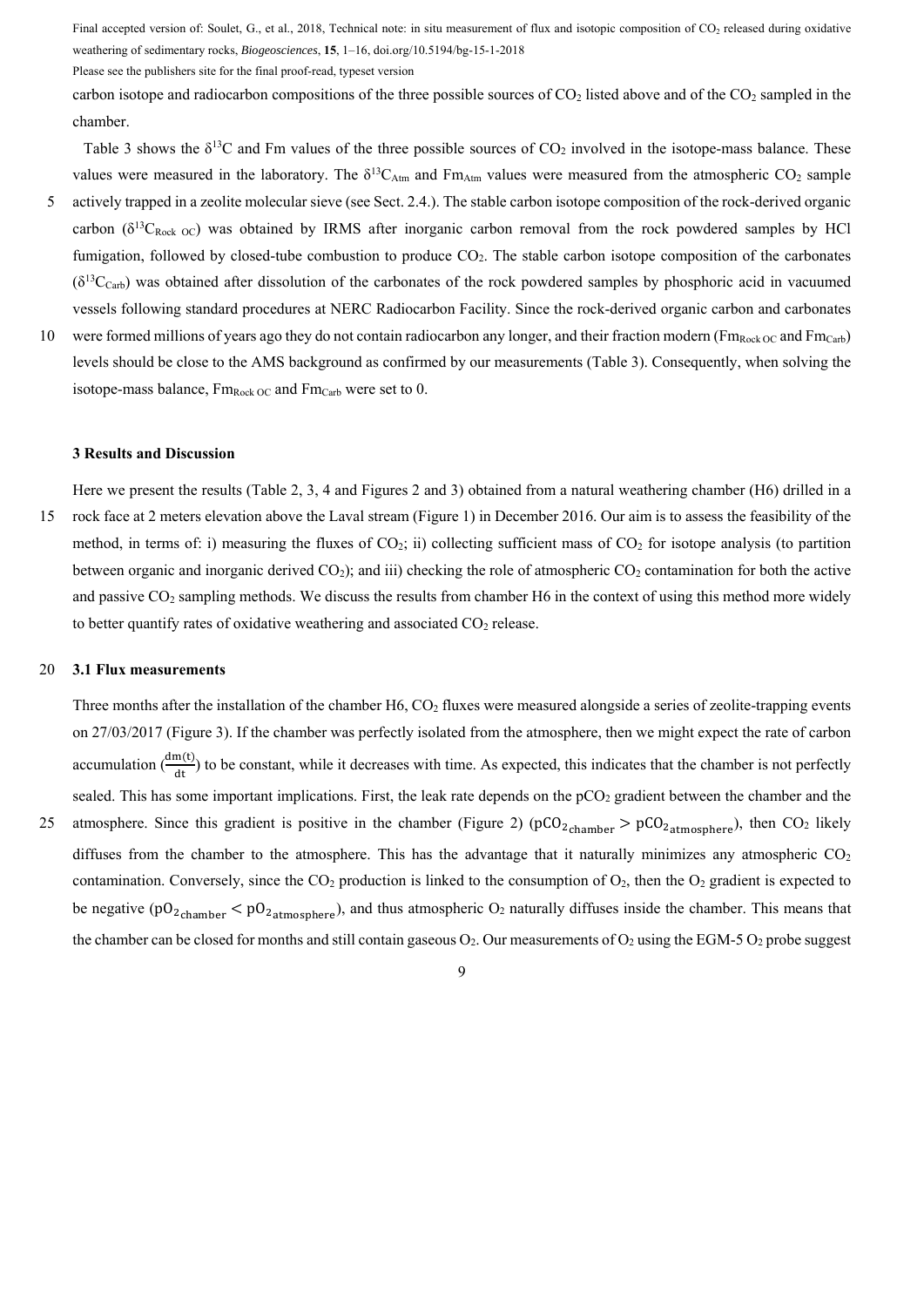carbon isotope and radiocarbon compositions of the three possible sources of $CO_2$ listed above and of the $CO_2$ sampled in the chamber.

Table 3 shows the $\delta^{13}C$ and Fm values of the three possible sources of $CO_2$ involved in the isotope-mass balance. These values were measured in the laboratory. The $\delta^{13}C_{Atm}$ and $Fm_{Atm}$ values were measured from the atmospheric $CO_2$ sample actively trapped in a zeolite molecular sieve (see Sect. 2.4.). The stable carbon isotope composition of the rock-derived organic carbon ($\delta^{13}C_{Rock\ OC}$) was obtained by IRMS after inorganic carbon removal from the rock powdered samples by HCl fumigation, followed by closed-tube combustion to produce $CO_2$. The stable carbon isotope composition of the carbonates ($\delta^{13}C_{Carb}$) was obtained after dissolution of the carbonates of the rock powdered samples by phosphoric acid in vacuumed vessels following standard procedures at NERC Radiocarbon Facility. Since the rock-derived organic carbon and carbonates were formed millions of years ago they do not contain radiocarbon any longer, and their fraction modern ($Fm_{Rock\ OC}$ and $Fm_{Carb}$) levels should be close to the AMS background as confirmed by our measurements (Table 3). Consequently, when solving the isotope-mass balance, $Fm_{Rock\ OC}$ and $Fm_{Carb}$ were set to 0.

### 3 Results and Discussion

Here we present the results (Table 2, 3, 4 and Figures 2 and 3) obtained from a natural weathering chamber (H6) drilled in a rock face at 2 meters elevation above the Laval stream (Figure 1) in December 2016. Our aim is to assess the feasibility of the method, in terms of: i) measuring the fluxes of $CO_2$; ii) collecting sufficient mass of $CO_2$ for isotope analysis (to partition between organic and inorganic derived $CO_2$); and iii) checking the role of atmospheric $CO_2$ contamination for both the active and passive $CO_2$ sampling methods. We discuss the results from chamber H6 in the context of using this method more widely to better quantify rates of oxidative weathering and associated $CO_2$ release.

#### 3.1 Flux measurements

Three months after the installation of the chamber H6, $CO_2$ fluxes were measured alongside a series of zeolite-trapping events on 27/03/2017 (Figure 3). If the chamber was perfectly isolated from the atmosphere, then we might expect the rate of carbon accumulation ($\frac{dm(t)}{dt}$) to be constant, while it decreases with time. As expected, this indicates that the chamber is not perfectly sealed. This has some important implications. First, the leak rate depends on the $pCO_2$ gradient between the chamber and the atmosphere. Since this gradient is positive in the chamber (Figure 2) ($pCO_{2_{chamber}} > pCO_{2_{atmosphere}}$), then $CO_2$ likely diffuses from the chamber to the atmosphere. This has the advantage that it naturally minimizes any atmospheric $CO_2$ contamination. Conversely, since the $CO_2$ production is linked to the consumption of $O_2$, then the $O_2$ gradient is expected to be negative ($pO_{2_{chamber}} < pO_{2_{atmosphere}}$), and thus atmospheric $O_2$ naturally diffuses inside the chamber. This means that the chamber can be closed for months and still contain gaseous $O_2$. Our measurements of $O_2$ using the EGM-5 $O_2$ probe suggest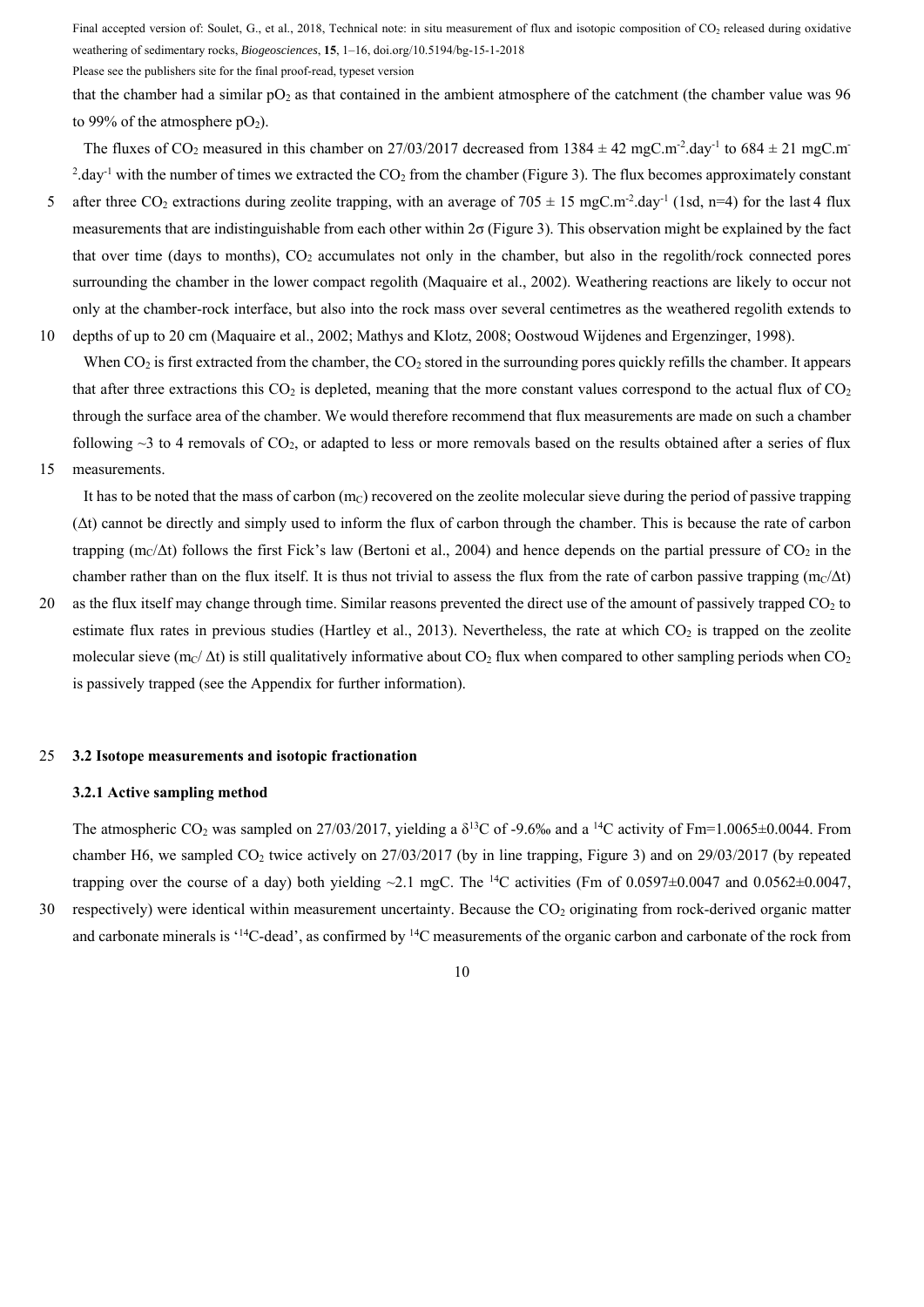that the chamber had a similar $pO_2$ as that contained in the ambient atmosphere of the catchment (the chamber value was 96 to 99% of the atmosphere $pO_2$).

The fluxes of $CO_2$ measured in this chamber on 27/03/2017 decreased from $1384 \pm 42$ $mgC.m^{-2}.day^{-1}$ to $684 \pm 21$ $mgC.m^{-2}.day^{-1}$ with the number of times we extracted the $CO_2$ from the chamber (Figure 3). The flux becomes approximately constant after three $CO_2$ extractions during zeolite trapping, with an average of $705 \pm 15$ $mgC.m^{-2}.day^{-1}$ (1sd, n=4) for the last 4 flux measurements that are indistinguishable from each other within $2\sigma$ (Figure 3). This observation might be explained by the fact that over time (days to months), $CO_2$ accumulates not only in the chamber, but also in the regolith/rock connected pores surrounding the chamber in the lower compact regolith (Maquaire et al., 2002). Weathering reactions are likely to occur not only at the chamber-rock interface, but also into the rock mass over several centimetres as the weathered regolith extends to depths of up to 20 cm (Maquaire et al., 2002; Mathys and Klotz, 2008; Oostwoud Wijdenes and Ergenzinger, 1998).

When $CO_2$ is first extracted from the chamber, the $CO_2$ stored in the surrounding pores quickly refills the chamber. It appears that after three extractions this $CO_2$ is depleted, meaning that the more constant values correspond to the actual flux of $CO_2$ through the surface area of the chamber. We would therefore recommend that flux measurements are made on such a chamber following ~3 to 4 removals of $CO_2$, or adapted to less or more removals based on the results obtained after a series of flux measurements.

It has to be noted that the mass of carbon ($m_C$) recovered on the zeolite molecular sieve during the period of passive trapping ($\Delta t$) cannot be directly and simply used to inform the flux of carbon through the chamber. This is because the rate of carbon trapping ($m_C/\Delta t$) follows the first Fick's law (Bertoni et al., 2004) and hence depends on the partial pressure of $CO_2$ in the chamber rather than on the flux itself. It is thus not trivial to assess the flux from the rate of carbon passive trapping ($m_C/\Delta t$) as the flux itself may change through time. Similar reasons prevented the direct use of the amount of passively trapped $CO_2$ to estimate flux rates in previous studies (Hartley et al., 2013). Nevertheless, the rate at which $CO_2$ is trapped on the zeolite molecular sieve ($m_C/\Delta t$) is still qualitatively informative about $CO_2$ flux when compared to other sampling periods when $CO_2$ is passively trapped (see the Appendix for further information).

### 3.2 Isotope measurements and isotopic fractionation

#### 3.2.1 Active sampling method

The atmospheric $CO_2$ was sampled on 27/03/2017, yielding a $\delta^{13}C$ of -9.6‰ and a $^{14}C$ activity of Fm=1.0065±0.0044. From chamber H6, we sampled $CO_2$ twice actively on 27/03/2017 (by in line trapping, Figure 3) and on 29/03/2017 (by repeated trapping over the course of a day) both yielding ~2.1 mgC. The $^{14}C$ activities (Fm of 0.0597±0.0047 and 0.0562±0.0047, respectively) were identical within measurement uncertainty. Because the $CO_2$ originating from rock-derived organic matter and carbonate minerals is '$^{14}C$-dead', as confirmed by $^{14}C$ measurements of the organic carbon and carbonate of the rock from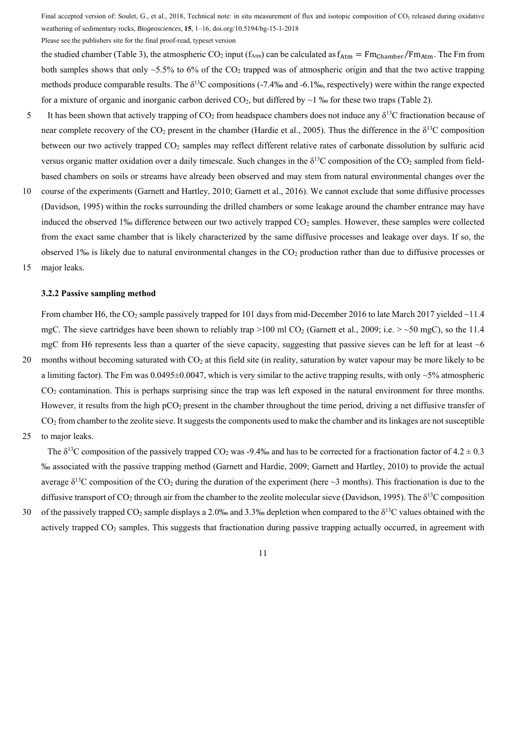the studied chamber (Table 3), the atmospheric $CO_2$ input ($f_{Atm}$) can be calculated as $f_{Atm} = Fm_{Chamber}/Fm_{Atm}$. The Fm from both samples shows that only ~5.5% to 6% of the $CO_2$ trapped was of atmospheric origin and that the two active trapping methods produce comparable results. The $\delta^{13}C$ compositions (-7.4‰ and -6.1‰, respectively) were within the range expected for a mixture of organic and inorganic carbon derived $CO_2$, but differed by ~1 ‰ for these two traps (Table 2).

It has been shown that actively trapping of $CO_2$ from headspace chambers does not induce any $\delta^{13}C$ fractionation because of near complete recovery of the $CO_2$ present in the chamber (Hardie et al., 2005). Thus the difference in the $\delta^{13}C$ composition between our two actively trapped $CO_2$ samples may reflect different relative rates of carbonate dissolution by sulfuric acid versus organic matter oxidation over a daily timescale. Such changes in the $\delta^{13}C$ composition of the $CO_2$ sampled from field-based chambers on soils or streams have already been observed and may stem from natural environmental changes over the course of the experiments (Garnett and Hartley, 2010; Garnett et al., 2016). We cannot exclude that some diffusive processes (Davidson, 1995) within the rocks surrounding the drilled chambers or some leakage around the chamber entrance may have induced the observed 1‰ difference between our two actively trapped $CO_2$ samples. However, these samples were collected from the exact same chamber that is likely characterized by the same diffusive processes and leakage over days. If so, the observed 1‰ is likely due to natural environmental changes in the $CO_2$ production rather than due to diffusive processes or major leaks.

### 3.2.2 Passive sampling method

From chamber H6, the $CO_2$ sample passively trapped for 101 days from mid-December 2016 to late March 2017 yielded ~11.4 mgC. The sieve cartridges have been shown to reliably trap >100 ml $CO_2$ (Garnett et al., 2009; i.e. > ~50 mgC), so the 11.4 mgC from H6 represents less than a quarter of the sieve capacity, suggesting that passive sieves can be left for at least ~6 months without becoming saturated with $CO_2$ at this field site (in reality, saturation by water vapour may be more likely to be a limiting factor). The Fm was 0.0495±0.0047, which is very similar to the active trapping results, with only ~5% atmospheric $CO_2$ contamination. This is perhaps surprising since the trap was left exposed in the natural environment for three months. However, it results from the high $pCO_2$ present in the chamber throughout the time period, driving a net diffusive transfer of $CO_2$ from chamber to the zeolite sieve. It suggests the components used to make the chamber and its linkages are not susceptible to major leaks.

The $\delta^{13}C$ composition of the passively trapped $CO_2$ was -9.4‰ and has to be corrected for a fractionation factor of 4.2 ± 0.3 ‰ associated with the passive trapping method (Garnett and Hardie, 2009; Garnett and Hartley, 2010) to provide the actual average $\delta^{13}C$ composition of the $CO_2$ during the duration of the experiment (here ~3 months). This fractionation is due to the diffusive transport of $CO_2$ through air from the chamber to the zeolite molecular sieve (Davidson, 1995). The $\delta^{13}C$ composition of the passively trapped $CO_2$ sample displays a 2.0‰ and 3.3‰ depletion when compared to the $\delta^{13}C$ values obtained with the actively trapped $CO_2$ samples. This suggests that fractionation during passive trapping actually occurred, in agreement with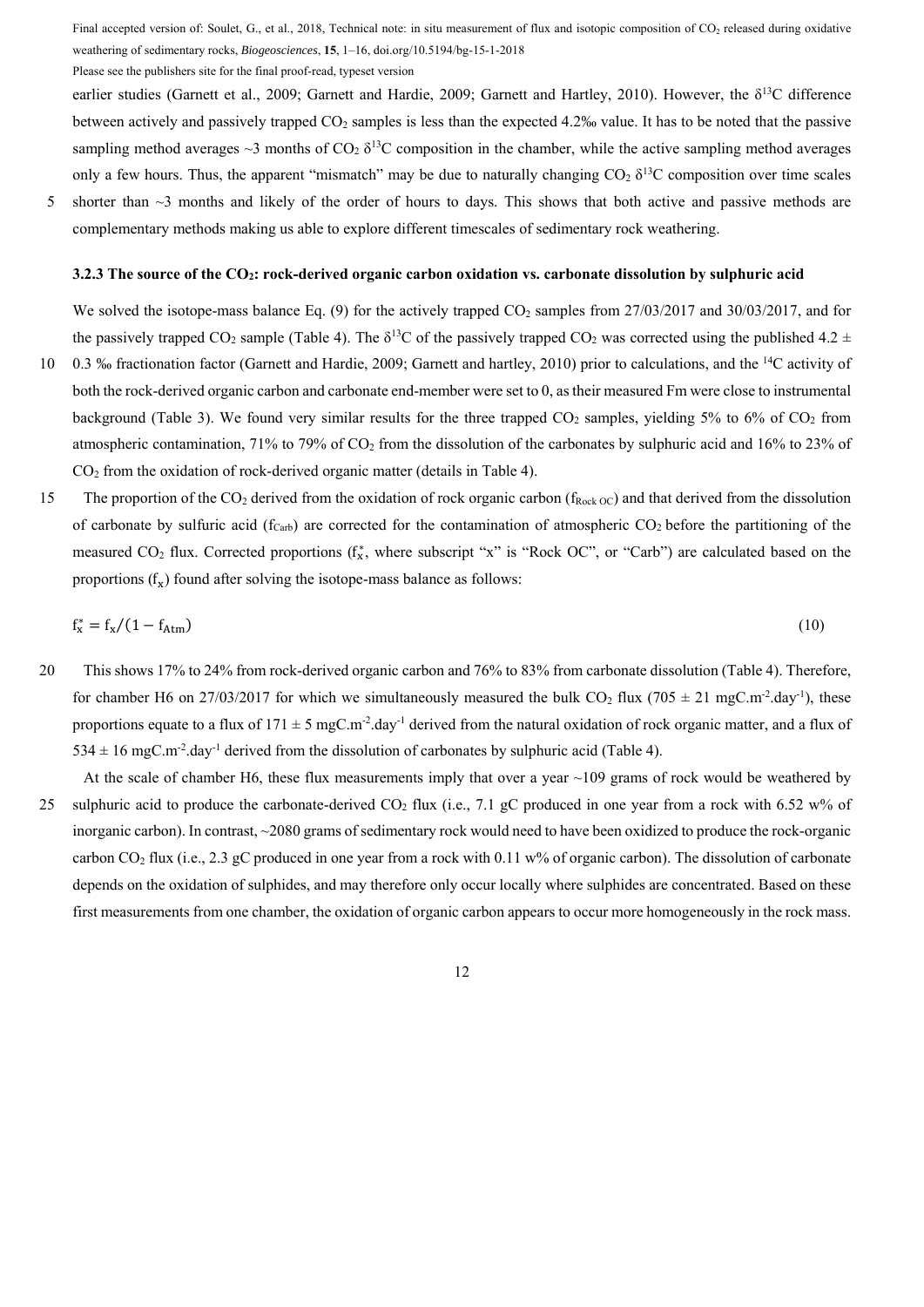earlier studies (Garnett et al., 2009; Garnett and Hardie, 2009; Garnett and Hartley, 2010). However, the $\delta^{13}C$ difference between actively and passively trapped $CO_2$ samples is less than the expected 4.2‰ value. It has to be noted that the passive sampling method averages ~3 months of $CO_2$ $\delta^{13}C$ composition in the chamber, while the active sampling method averages only a few hours. Thus, the apparent "mismatch" may be due to naturally changing $CO_2$ $\delta^{13}C$ composition over time scales shorter than ~3 months and likely of the order of hours to days. This shows that both active and passive methods are complementary methods making us able to explore different timescales of sedimentary rock weathering.

### 3.2.3 The source of the $CO_2$: rock-derived organic carbon oxidation vs. carbonate dissolution by sulphuric acid

We solved the isotope-mass balance Eq. (9) for the actively trapped $CO_2$ samples from 27/03/2017 and 30/03/2017, and for the passively trapped $CO_2$ sample (Table 4). The $\delta^{13}C$ of the passively trapped $CO_2$ was corrected using the published 4.2 ± 0.3 ‰ fractionation factor (Garnett and Hardie, 2009; Garnett and hartley, 2010) prior to calculations, and the $^{14}C$ activity of both the rock-derived organic carbon and carbonate end-member were set to 0, as their measured Fm were close to instrumental background (Table 3). We found very similar results for the three trapped $CO_2$ samples, yielding 5% to 6% of $CO_2$ from atmospheric contamination, 71% to 79% of $CO_2$ from the dissolution of the carbonates by sulphuric acid and 16% to 23% of $CO_2$ from the oxidation of rock-derived organic matter (details in Table 4).

The proportion of the $CO_2$ derived from the oxidation of rock organic carbon ($f_{Rock\ OC}$) and that derived from the dissolution of carbonate by sulfuric acid ($f_{Carb}$) are corrected for the contamination of atmospheric $CO_2$ before the partitioning of the measured $CO_2$ flux. Corrected proportions ($f_x^*$, where subscript "x" is "Rock OC", or "Carb") are calculated based on the proportions ($f_x$) found after solving the isotope-mass balance as follows:

$$f_x^* = f_x/(1 - f_{Atm}) \tag{10}$$

This shows 17% to 24% from rock-derived organic carbon and 76% to 83% from carbonate dissolution (Table 4). Therefore, for chamber H6 on 27/03/2017 for which we simultaneously measured the bulk $CO_2$ flux (705 ± 21 $mgC.m^{-2}.day^{-1}$), these proportions equate to a flux of 171 ± 5 $mgC.m^{-2}.day^{-1}$ derived from the natural oxidation of rock organic matter, and a flux of 534 ± 16 $mgC.m^{-2}.day^{-1}$ derived from the dissolution of carbonates by sulphuric acid (Table 4).

At the scale of chamber H6, these flux measurements imply that over a year ~109 grams of rock would be weathered by sulphuric acid to produce the carbonate-derived $CO_2$ flux (i.e., 7.1 gC produced in one year from a rock with 6.52 w% of inorganic carbon). In contrast, ~2080 grams of sedimentary rock would need to have been oxidized to produce the rock-organic carbon $CO_2$ flux (i.e., 2.3 gC produced in one year from a rock with 0.11 w% of organic carbon). The dissolution of carbonate depends on the oxidation of sulphides, and may therefore only occur locally where sulphides are concentrated. Based on these first measurements from one chamber, the oxidation of organic carbon appears to occur more homogeneously in the rock mass.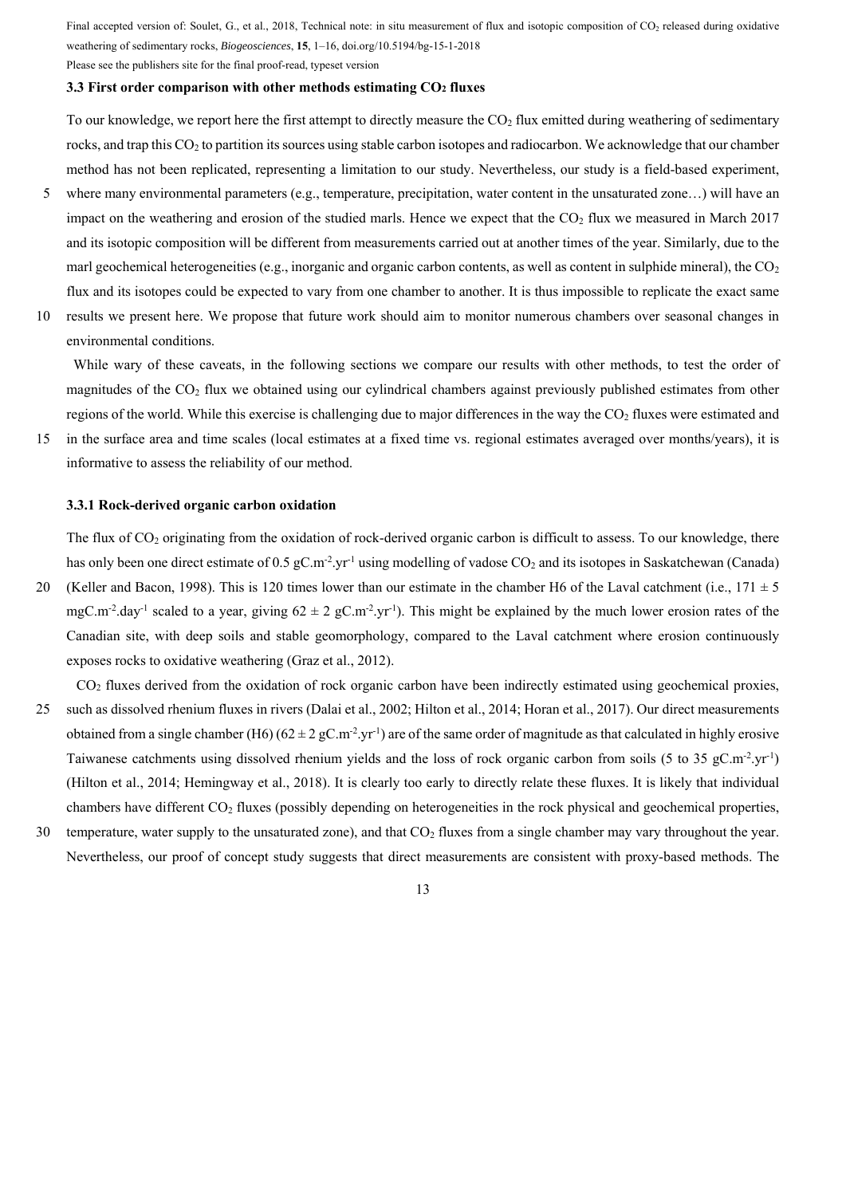### 3.3 First order comparison with other methods estimating $CO_2$ fluxes

To our knowledge, we report here the first attempt to directly measure the $CO_2$ flux emitted during weathering of sedimentary rocks, and trap this $CO_2$ to partition its sources using stable carbon isotopes and radiocarbon. We acknowledge that our chamber method has not been replicated, representing a limitation to our study. Nevertheless, our study is a field-based experiment, where many environmental parameters (e.g., temperature, precipitation, water content in the unsaturated zone…) will have an impact on the weathering and erosion of the studied marls. Hence we expect that the $CO_2$ flux we measured in March 2017 and its isotopic composition will be different from measurements carried out at another times of the year. Similarly, due to the marl geochemical heterogeneities (e.g., inorganic and organic carbon contents, as well as content in sulphide mineral), the $CO_2$ flux and its isotopes could be expected to vary from one chamber to another. It is thus impossible to replicate the exact same results we present here. We propose that future work should aim to monitor numerous chambers over seasonal changes in environmental conditions.

While wary of these caveats, in the following sections we compare our results with other methods, to test the order of magnitudes of the $CO_2$ flux we obtained using our cylindrical chambers against previously published estimates from other regions of the world. While this exercise is challenging due to major differences in the way the $CO_2$ fluxes were estimated and in the surface area and time scales (local estimates at a fixed time vs. regional estimates averaged over months/years), it is informative to assess the reliability of our method.

#### 3.3.1 Rock-derived organic carbon oxidation

The flux of $CO_2$ originating from the oxidation of rock-derived organic carbon is difficult to assess. To our knowledge, there has only been one direct estimate of 0.5 $gC.m^{-2}.yr^{-1}$ using modelling of vadose $CO_2$ and its isotopes in Saskatchewan (Canada) (Keller and Bacon, 1998). This is 120 times lower than our estimate in the chamber H6 of the Laval catchment (i.e., $171 \pm 5$ $mgC.m^{-2}.day^{-1}$ scaled to a year, giving $62 \pm 2$ $gC.m^{-2}.yr^{-1}$). This might be explained by the much lower erosion rates of the Canadian site, with deep soils and stable geomorphology, compared to the Laval catchment where erosion continuously exposes rocks to oxidative weathering (Graz et al., 2012).

$CO_2$ fluxes derived from the oxidation of rock organic carbon have been indirectly estimated using geochemical proxies, such as dissolved rhenium fluxes in rivers (Dalai et al., 2002; Hilton et al., 2014; Horan et al., 2017). Our direct measurements obtained from a single chamber (H6) ($62 \pm 2$ $gC.m^{-2}.yr^{-1}$) are of the same order of magnitude as that calculated in highly erosive Taiwanese catchments using dissolved rhenium yields and the loss of rock organic carbon from soils (5 to 35 $gC.m^{-2}.yr^{-1}$) (Hilton et al., 2014; Hemingway et al., 2018). It is clearly too early to directly relate these fluxes. It is likely that individual chambers have different $CO_2$ fluxes (possibly depending on heterogeneities in the rock physical and geochemical properties, temperature, water supply to the unsaturated zone), and that $CO_2$ fluxes from a single chamber may vary throughout the year. Nevertheless, our proof of concept study suggests that direct measurements are consistent with proxy-based methods. The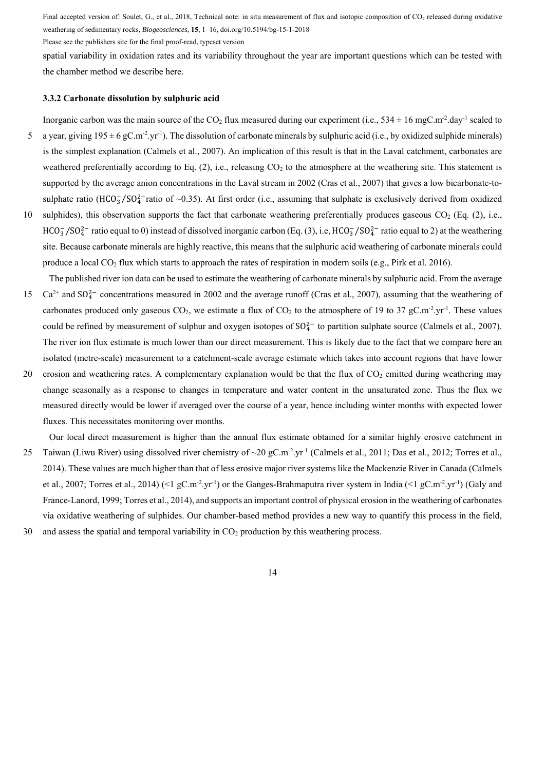spatial variability in oxidation rates and its variability throughout the year are important questions which can be tested with the chamber method we describe here.

### 3.3.2 Carbonate dissolution by sulphuric acid

Inorganic carbon was the main source of the $CO_2$ flux measured during our experiment (i.e., $534 \pm 16$ $mgC.m^{-2}.day^{-1}$ scaled to a year, giving $195 \pm 6$ $gC.m^{-2}.yr^{-1}$). The dissolution of carbonate minerals by sulphuric acid (i.e., by oxidized sulphide minerals) is the simplest explanation (Calmels et al., 2007). An implication of this result is that in the Laval catchment, carbonates are weathered preferentially according to Eq. (2), i.e., releasing $CO_2$ to the atmosphere at the weathering site. This statement is supported by the average anion concentrations in the Laval stream in 2002 (Cras et al., 2007) that gives a low bicarbonate-to-sulphate ratio ($HCO_3^-/SO_4^{2-}$ratio of ~0.35). At first order (i.e., assuming that sulphate is exclusively derived from oxidized sulphides), this observation supports the fact that carbonate weathering preferentially produces gaseous $CO_2$ (Eq. (2), i.e., $HCO_3^-/SO_4^{2-}$ ratio equal to 0) instead of dissolved inorganic carbon (Eq. (3), i.e, $HCO_3^-/SO_4^{2-}$ ratio equal to 2) at the weathering site. Because carbonate minerals are highly reactive, this means that the sulphuric acid weathering of carbonate minerals could produce a local $CO_2$ flux which starts to approach the rates of respiration in modern soils (e.g., Pirk et al. 2016).

The published river ion data can be used to estimate the weathering of carbonate minerals by sulphuric acid. From the average $Ca^{2+}$ and $SO_4^{2-}$ concentrations measured in 2002 and the average runoff (Cras et al., 2007), assuming that the weathering of carbonates produced only gaseous $CO_2$, we estimate a flux of $CO_2$ to the atmosphere of 19 to 37 $gC.m^{-2}.yr^{-1}$. These values could be refined by measurement of sulphur and oxygen isotopes of $SO_4^{2-}$ to partition sulphate source (Calmels et al., 2007). The river ion flux estimate is much lower than our direct measurement. This is likely due to the fact that we compare here an isolated (metre-scale) measurement to a catchment-scale average estimate which takes into account regions that have lower erosion and weathering rates. A complementary explanation would be that the flux of $CO_2$ emitted during weathering may change seasonally as a response to changes in temperature and water content in the unsaturated zone. Thus the flux we measured directly would be lower if averaged over the course of a year, hence including winter months with expected lower fluxes. This necessitates monitoring over months.

Our local direct measurement is higher than the annual flux estimate obtained for a similar highly erosive catchment in Taiwan (Liwu River) using dissolved river chemistry of ~20 $gC.m^{-2}.yr^{-1}$ (Calmels et al., 2011; Das et al., 2012; Torres et al., 2014). These values are much higher than that of less erosive major river systems like the Mackenzie River in Canada (Calmels et al., 2007; Torres et al., 2014) (<1 $gC.m^{-2}.yr^{-1}$) or the Ganges-Brahmaputra river system in India (<1 $gC.m^{-2}.yr^{-1}$) (Galy and France-Lanord, 1999; Torres et al., 2014), and supports an important control of physical erosion in the weathering of carbonates via oxidative weathering of sulphides. Our chamber-based method provides a new way to quantify this process in the field, and assess the spatial and temporal variability in $CO_2$ production by this weathering process.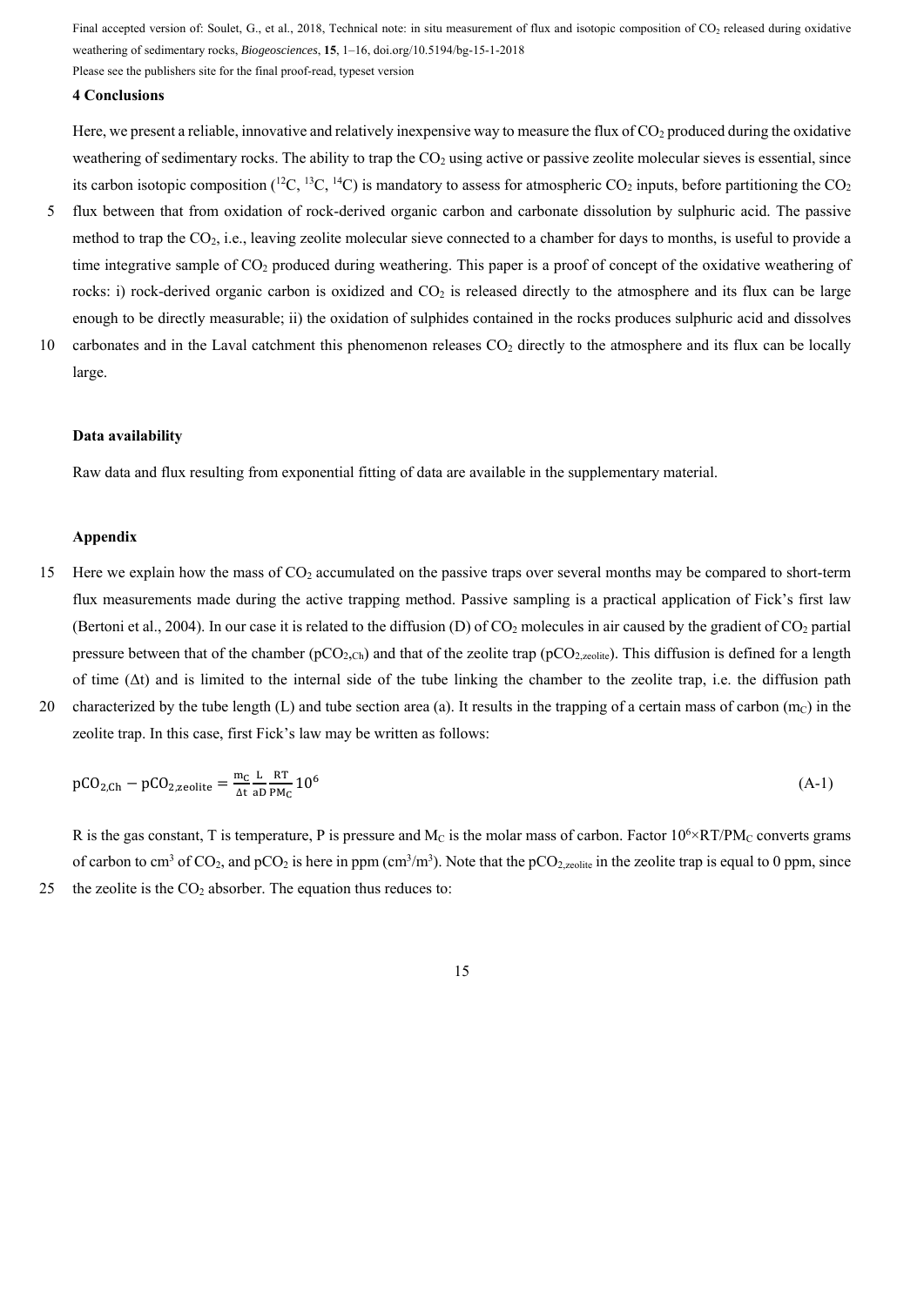## 4 Conclusions

Here, we present a reliable, innovative and relatively inexpensive way to measure the flux of $CO_2$ produced during the oxidative weathering of sedimentary rocks. The ability to trap the $CO_2$ using active or passive zeolite molecular sieves is essential, since its carbon isotopic composition ($^{12}C$, $^{13}C$, $^{14}C$) is mandatory to assess for atmospheric $CO_2$ inputs, before partitioning the $CO_2$ flux between that from oxidation of rock-derived organic carbon and carbonate dissolution by sulphuric acid. The passive method to trap the $CO_2$, i.e., leaving zeolite molecular sieve connected to a chamber for days to months, is useful to provide a time integrative sample of $CO_2$ produced during weathering. This paper is a proof of concept of the oxidative weathering of rocks: i) rock-derived organic carbon is oxidized and $CO_2$ is released directly to the atmosphere and its flux can be large enough to be directly measurable; ii) the oxidation of sulphides contained in the rocks produces sulphuric acid and dissolves carbonates and in the Laval catchment this phenomenon releases $CO_2$ directly to the atmosphere and its flux can be locally large.

### Data availability

Raw data and flux resulting from exponential fitting of data are available in the supplementary material.

### Appendix

Here we explain how the mass of $CO_2$ accumulated on the passive traps over several months may be compared to short-term flux measurements made during the active trapping method. Passive sampling is a practical application of Fick's first law (Bertoni et al., 2004). In our case it is related to the diffusion (D) of $CO_2$ molecules in air caused by the gradient of $CO_2$ partial pressure between that of the chamber ($pCO_{2,Ch}$) and that of the zeolite trap ($pCO_{2,zeolite}$). This diffusion is defined for a length of time ($\Delta t$) and is limited to the internal side of the tube linking the chamber to the zeolite trap, i.e. the diffusion path characterized by the tube length (L) and tube section area (a). It results in the trapping of a certain mass of carbon ($m_C$) in the zeolite trap. In this case, first Fick's law may be written as follows:

$$pCO_{2,Ch} - pCO_{2,zeolite} = \frac{m_C}{\Delta t}\frac{L}{aD}\frac{RT}{PM_C}10^6 \tag{A-1}$$

R is the gas constant, T is temperature, P is pressure and $M_C$ is the molar mass of carbon. Factor $10^6 \times RT/PM_C$ converts grams of carbon to $cm^3$ of $CO_2$, and $pCO_2$ is here in ppm ($cm^3/m^3$). Note that the $pCO_{2,zeolite}$ in the zeolite trap is equal to 0 ppm, since the zeolite is the $CO_2$ absorber. The equation thus reduces to: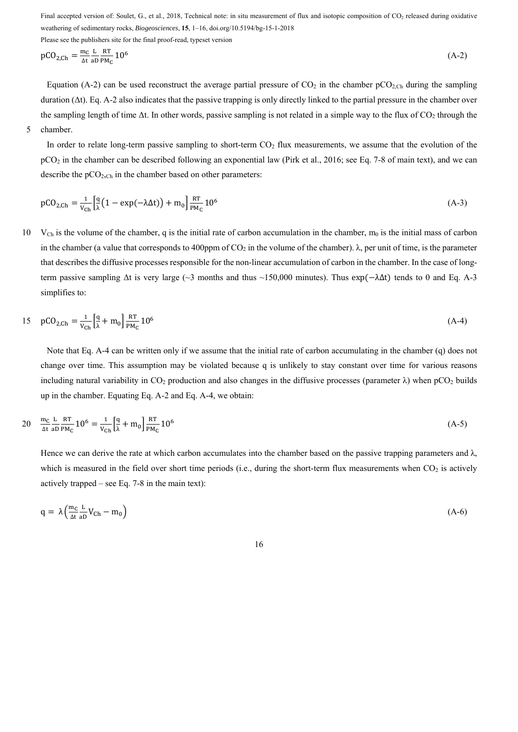$$pCO_{2,Ch} = \frac{m_C}{\Delta t} \frac{L}{aD} \frac{RT}{PM_C} 10^6 \tag{A-2}$$

Equation (A-2) can be used reconstruct the average partial pressure of $CO_2$ in the chamber $pCO_{2,Ch}$ during the sampling duration ($\Delta t$). Eq. A-2 also indicates that the passive trapping is only directly linked to the partial pressure in the chamber over the sampling length of time $\Delta t$. In other words, passive sampling is not related in a simple way to the flux of $CO_2$ through the chamber.

In order to relate long-term passive sampling to short-term $CO_2$ flux measurements, we assume that the evolution of the $pCO_2$ in the chamber can be described following an exponential law (Pirk et al., 2016; see Eq. 7-8 of main text), and we can describe the $pCO_{2,Ch}$ in the chamber based on other parameters:

$$pCO_{2,Ch} = \frac{1}{V_{Ch}} \left[ \frac{q}{\lambda} \left(1 - \exp(-\lambda \Delta t)\right) + m_0 \right] \frac{RT}{PM_C} 10^6 \tag{A-3}$$

$V_{Ch}$ is the volume of the chamber, q is the initial rate of carbon accumulation in the chamber, $m_0$ is the initial mass of carbon in the chamber (a value that corresponds to 400ppm of $CO_2$ in the volume of the chamber). $\lambda$, per unit of time, is the parameter that describes the diffusive processes responsible for the non-linear accumulation of carbon in the chamber. In the case of long-term passive sampling $\Delta t$ is very large (~3 months and thus ~150,000 minutes). Thus $\exp(-\lambda \Delta t)$ tends to 0 and Eq. A-3 simplifies to:

$$pCO_{2,Ch} = \frac{1}{V_{Ch}} \left[ \frac{q}{\lambda} + m_0 \right] \frac{RT}{PM_C} 10^6 \tag{A-4}$$

Note that Eq. A-4 can be written only if we assume that the initial rate of carbon accumulating in the chamber (q) does not change over time. This assumption may be violated because q is unlikely to stay constant over time for various reasons including natural variability in $CO_2$ production and also changes in the diffusive processes (parameter $\lambda$) when $pCO_2$ builds up in the chamber. Equating Eq. A-2 and Eq. A-4, we obtain:

$$\frac{m_C}{\Delta t} \frac{L}{aD} \frac{RT}{PM_C} 10^6 = \frac{1}{V_{Ch}} \left[ \frac{q}{\lambda} + m_0 \right] \frac{RT}{PM_C} 10^6 \tag{A-5}$$

Hence we can derive the rate at which carbon accumulates into the chamber based on the passive trapping parameters and $\lambda$, which is measured in the field over short time periods (i.e., during the short-term flux measurements when $CO_2$ is actively actively trapped – see Eq. 7-8 in the main text):

$$q = \lambda \left( \frac{m_C}{\Delta t} \frac{L}{aD} V_{Ch} - m_0 \right) \tag{A-6}$$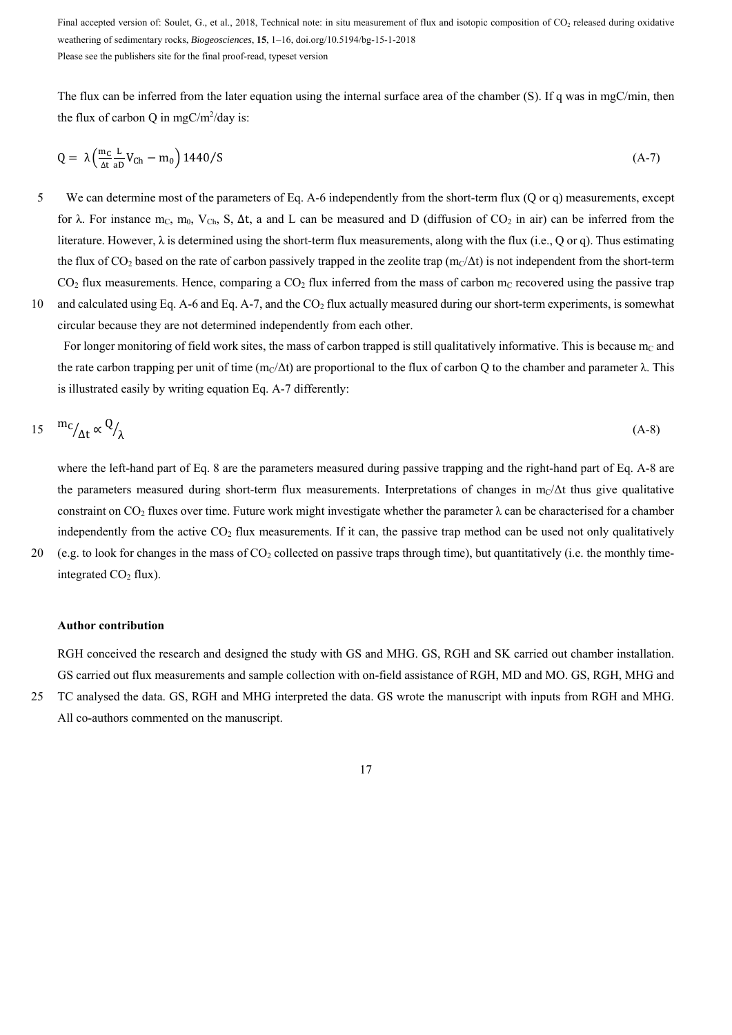The flux can be inferred from the later equation using the internal surface area of the chamber (S). If q was in mgC/min, then the flux of carbon Q in mgC/m$^2$/day is:

$$Q = \lambda\left(\frac{m_C}{\Delta t}\frac{L}{aD}V_{Ch} - m_0\right)1440/S \tag{A-7}$$

We can determine most of the parameters of Eq. A-6 independently from the short-term flux (Q or q) measurements, except for $\lambda$. For instance $m_C$, $m_0$, $V_{Ch}$, S, $\Delta t$, a and L can be measured and D (diffusion of $CO_2$ in air) can be inferred from the literature. However, $\lambda$ is determined using the short-term flux measurements, along with the flux (i.e., Q or q). Thus estimating the flux of $CO_2$ based on the rate of carbon passively trapped in the zeolite trap ($m_C/\Delta t$) is not independent from the short-term $CO_2$ flux measurements. Hence, comparing a $CO_2$ flux inferred from the mass of carbon $m_C$ recovered using the passive trap and calculated using Eq. A-6 and Eq. A-7, and the $CO_2$ flux actually measured during our short-term experiments, is somewhat circular because they are not determined independently from each other.

For longer monitoring of field work sites, the mass of carbon trapped is still qualitatively informative. This is because $m_C$ and the rate carbon trapping per unit of time ($m_C/\Delta t$) are proportional to the flux of carbon Q to the chamber and parameter $\lambda$. This is illustrated easily by writing equation Eq. A-7 differently:

$$m_C/_{\Delta t} \propto Q/_{\lambda} \tag{A-8}$$

where the left-hand part of Eq. 8 are the parameters measured during passive trapping and the right-hand part of Eq. A-8 are the parameters measured during short-term flux measurements. Interpretations of changes in $m_C/\Delta t$ thus give qualitative constraint on $CO_2$ fluxes over time. Future work might investigate whether the parameter $\lambda$ can be characterised for a chamber independently from the active $CO_2$ flux measurements. If it can, the passive trap method can be used not only qualitatively (e.g. to look for changes in the mass of $CO_2$ collected on passive traps through time), but quantitatively (i.e. the monthly time-integrated $CO_2$ flux).

**Author contribution**

RGH conceived the research and designed the study with GS and MHG. GS, RGH and SK carried out chamber installation. GS carried out flux measurements and sample collection with on-field assistance of RGH, MD and MO. GS, RGH, MHG and TC analysed the data. GS, RGH and MHG interpreted the data. GS wrote the manuscript with inputs from RGH and MHG. All co-authors commented on the manuscript.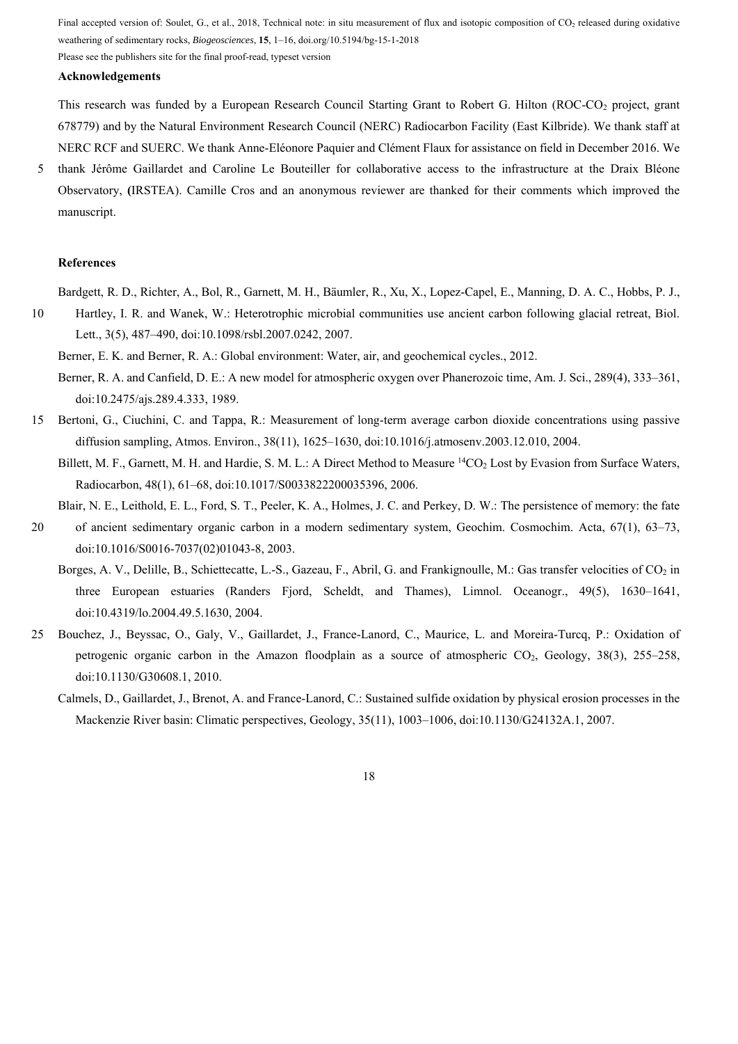### Acknowledgements

This research was funded by a European Research Council Starting Grant to Robert G. Hilton (ROC-$CO_2$ project, grant 678779) and by the Natural Environment Research Council (NERC) Radiocarbon Facility (East Kilbride). We thank staff at NERC RCF and SUERC. We thank Anne-Eléonore Paquier and Clément Flaux for assistance on field in December 2016. We thank Jérôme Gaillardet and Caroline Le Bouteiller for collaborative access to the infrastructure at the Draix Bléone Observatory, **(**IRSTEA). Camille Cros and an anonymous reviewer are thanked for their comments which improved the manuscript.

### References

Bardgett, R. D., Richter, A., Bol, R., Garnett, M. H., Bäumler, R., Xu, X., Lopez-Capel, E., Manning, D. A. C., Hobbs, P. J., Hartley, I. R. and Wanek, W.: Heterotrophic microbial communities use ancient carbon following glacial retreat, Biol. Lett., 3(5), 487–490, doi:10.1098/rsbl.2007.0242, 2007.

Berner, E. K. and Berner, R. A.: Global environment: Water, air, and geochemical cycles., 2012.

Berner, R. A. and Canfield, D. E.: A new model for atmospheric oxygen over Phanerozoic time, Am. J. Sci., 289(4), 333–361, doi:10.2475/ajs.289.4.333, 1989.

Bertoni, G., Ciuchini, C. and Tappa, R.: Measurement of long-term average carbon dioxide concentrations using passive diffusion sampling, Atmos. Environ., 38(11), 1625–1630, doi:10.1016/j.atmosenv.2003.12.010, 2004.

Billett, M. F., Garnett, M. H. and Hardie, S. M. L.: A Direct Method to Measure $^{14}CO_2$ Lost by Evasion from Surface Waters, Radiocarbon, 48(1), 61–68, doi:10.1017/S0033822200035396, 2006.

Blair, N. E., Leithold, E. L., Ford, S. T., Peeler, K. A., Holmes, J. C. and Perkey, D. W.: The persistence of memory: the fate of ancient sedimentary organic carbon in a modern sedimentary system, Geochim. Cosmochim. Acta, 67(1), 63–73, doi:10.1016/S0016-7037(02)01043-8, 2003.

Borges, A. V., Delille, B., Schiettecatte, L.-S., Gazeau, F., Abril, G. and Frankignoulle, M.: Gas transfer velocities of $CO_2$ in three European estuaries (Randers Fjord, Scheldt, and Thames), Limnol. Oceanogr., 49(5), 1630–1641, doi:10.4319/lo.2004.49.5.1630, 2004.

Bouchez, J., Beyssac, O., Galy, V., Gaillardet, J., France-Lanord, C., Maurice, L. and Moreira-Turcq, P.: Oxidation of petrogenic organic carbon in the Amazon floodplain as a source of atmospheric $CO_2$, Geology, 38(3), 255–258, doi:10.1130/G30608.1, 2010.

Calmels, D., Gaillardet, J., Brenot, A. and France-Lanord, C.: Sustained sulfide oxidation by physical erosion processes in the Mackenzie River basin: Climatic perspectives, Geology, 35(11), 1003–1006, doi:10.1130/G24132A.1, 2007.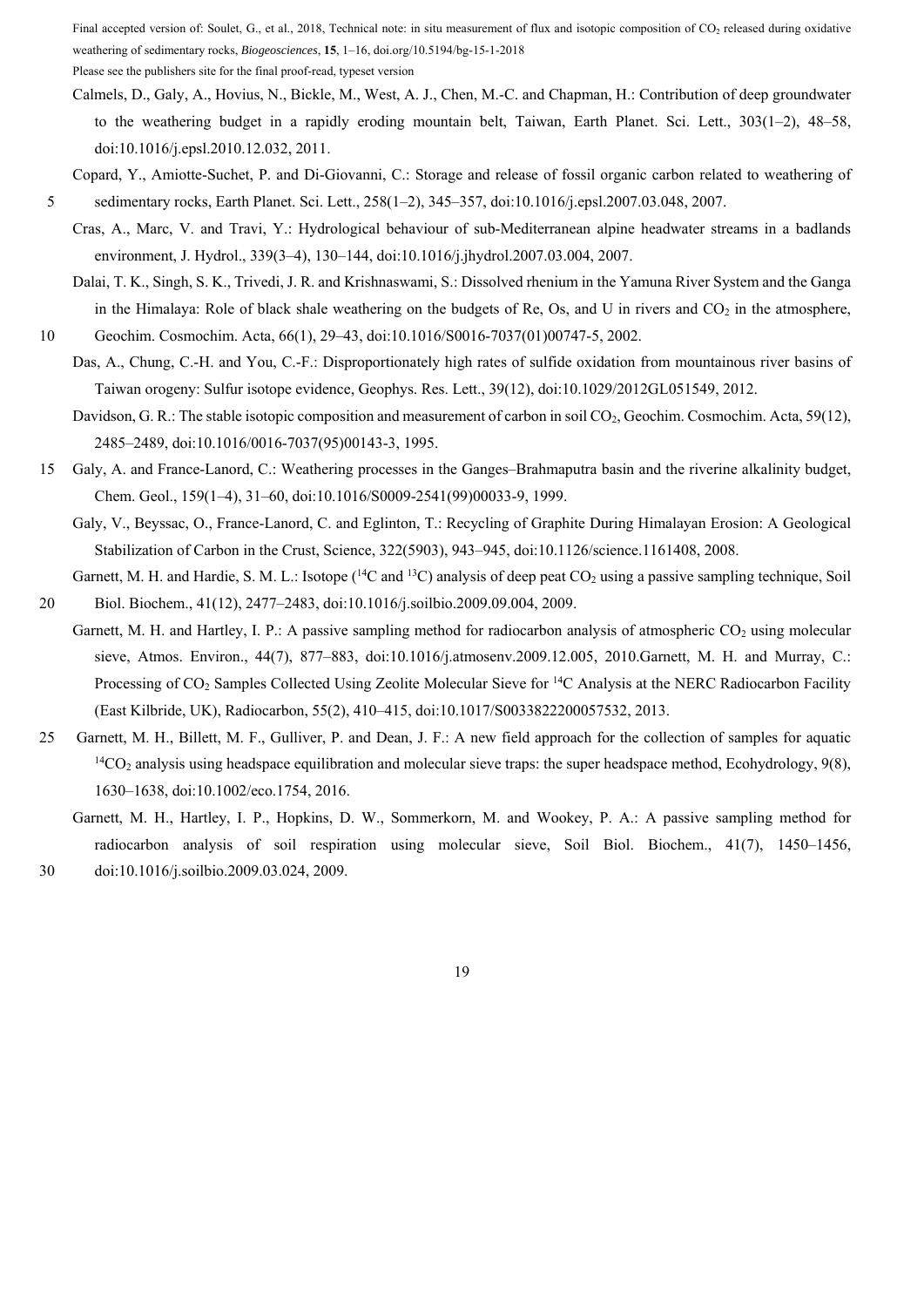Calmels, D., Galy, A., Hovius, N., Bickle, M., West, A. J., Chen, M.-C. and Chapman, H.: Contribution of deep groundwater to the weathering budget in a rapidly eroding mountain belt, Taiwan, Earth Planet. Sci. Lett., 303(1–2), 48–58, doi:10.1016/j.epsl.2010.12.032, 2011.

Copard, Y., Amiotte-Suchet, P. and Di-Giovanni, C.: Storage and release of fossil organic carbon related to weathering of sedimentary rocks, Earth Planet. Sci. Lett., 258(1–2), 345–357, doi:10.1016/j.epsl.2007.03.048, 2007.

Cras, A., Marc, V. and Travi, Y.: Hydrological behaviour of sub-Mediterranean alpine headwater streams in a badlands environment, J. Hydrol., 339(3–4), 130–144, doi:10.1016/j.jhydrol.2007.03.004, 2007.

Dalai, T. K., Singh, S. K., Trivedi, J. R. and Krishnaswami, S.: Dissolved rhenium in the Yamuna River System and the Ganga in the Himalaya: Role of black shale weathering on the budgets of Re, Os, and U in rivers and $CO_2$ in the atmosphere, Geochim. Cosmochim. Acta, 66(1), 29–43, doi:10.1016/S0016-7037(01)00747-5, 2002.

Das, A., Chung, C.-H. and You, C.-F.: Disproportionately high rates of sulfide oxidation from mountainous river basins of Taiwan orogeny: Sulfur isotope evidence, Geophys. Res. Lett., 39(12), doi:10.1029/2012GL051549, 2012.

Davidson, G. R.: The stable isotopic composition and measurement of carbon in soil $CO_2$, Geochim. Cosmochim. Acta, 59(12), 2485–2489, doi:10.1016/0016-7037(95)00143-3, 1995.

Galy, A. and France-Lanord, C.: Weathering processes in the Ganges–Brahmaputra basin and the riverine alkalinity budget, Chem. Geol., 159(1–4), 31–60, doi:10.1016/S0009-2541(99)00033-9, 1999.

Galy, V., Beyssac, O., France-Lanord, C. and Eglinton, T.: Recycling of Graphite During Himalayan Erosion: A Geological Stabilization of Carbon in the Crust, Science, 322(5903), 943–945, doi:10.1126/science.1161408, 2008.

Garnett, M. H. and Hardie, S. M. L.: Isotope ($^{14}C$ and $^{13}C$) analysis of deep peat $CO_2$ using a passive sampling technique, Soil Biol. Biochem., 41(12), 2477–2483, doi:10.1016/j.soilbio.2009.09.004, 2009.

Garnett, M. H. and Hartley, I. P.: A passive sampling method for radiocarbon analysis of atmospheric $CO_2$ using molecular sieve, Atmos. Environ., 44(7), 877–883, doi:10.1016/j.atmosenv.2009.12.005, 2010.Garnett, M. H. and Murray, C.: Processing of $CO_2$ Samples Collected Using Zeolite Molecular Sieve for $^{14}C$ Analysis at the NERC Radiocarbon Facility (East Kilbride, UK), Radiocarbon, 55(2), 410–415, doi:10.1017/S0033822200057532, 2013.

Garnett, M. H., Billett, M. F., Gulliver, P. and Dean, J. F.: A new field approach for the collection of samples for aquatic $^{14}CO_2$ analysis using headspace equilibration and molecular sieve traps: the super headspace method, Ecohydrology, 9(8), 1630–1638, doi:10.1002/eco.1754, 2016.

Garnett, M. H., Hartley, I. P., Hopkins, D. W., Sommerkorn, M. and Wookey, P. A.: A passive sampling method for radiocarbon analysis of soil respiration using molecular sieve, Soil Biol. Biochem., 41(7), 1450–1456, doi:10.1016/j.soilbio.2009.03.024, 2009.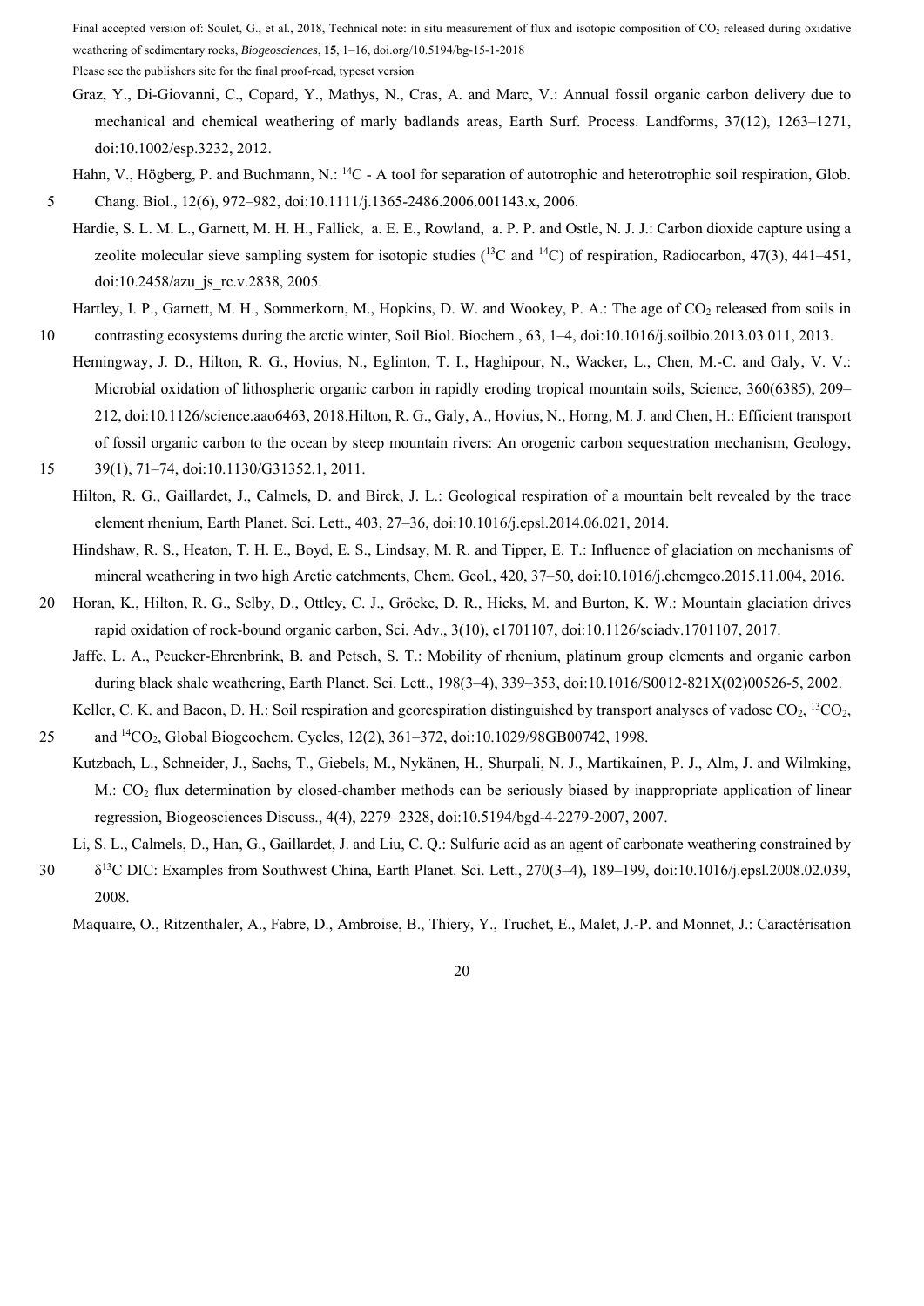Graz, Y., Di-Giovanni, C., Copard, Y., Mathys, N., Cras, A. and Marc, V.: Annual fossil organic carbon delivery due to mechanical and chemical weathering of marly badlands areas, Earth Surf. Process. Landforms, 37(12), 1263–1271, doi:10.1002/esp.3232, 2012.

Hahn, V., Högberg, P. and Buchmann, N.: $^{14}C$ - A tool for separation of autotrophic and heterotrophic soil respiration, Glob. Chang. Biol., 12(6), 972–982, doi:10.1111/j.1365-2486.2006.001143.x, 2006.

Hardie, S. L. M. L., Garnett, M. H. H., Fallick, a. E. E., Rowland, a. P. P. and Ostle, N. J. J.: Carbon dioxide capture using a zeolite molecular sieve sampling system for isotopic studies ($^{13}C$ and $^{14}C$) of respiration, Radiocarbon, 47(3), 441–451, doi:10.2458/azu_js_rc.v.2838, 2005.

Hartley, I. P., Garnett, M. H., Sommerkorn, M., Hopkins, D. W. and Wookey, P. A.: The age of $CO_2$ released from soils in contrasting ecosystems during the arctic winter, Soil Biol. Biochem., 63, 1–4, doi:10.1016/j.soilbio.2013.03.011, 2013.

Hemingway, J. D., Hilton, R. G., Hovius, N., Eglinton, T. I., Haghipour, N., Wacker, L., Chen, M.-C. and Galy, V. V.: Microbial oxidation of lithospheric organic carbon in rapidly eroding tropical mountain soils, Science, 360(6385), 209–212, doi:10.1126/science.aao6463, 2018.Hilton, R. G., Galy, A., Hovius, N., Horng, M. J. and Chen, H.: Efficient transport of fossil organic carbon to the ocean by steep mountain rivers: An orogenic carbon sequestration mechanism, Geology, 39(1), 71–74, doi:10.1130/G31352.1, 2011.

Hilton, R. G., Gaillardet, J., Calmels, D. and Birck, J. L.: Geological respiration of a mountain belt revealed by the trace element rhenium, Earth Planet. Sci. Lett., 403, 27–36, doi:10.1016/j.epsl.2014.06.021, 2014.

Hindshaw, R. S., Heaton, T. H. E., Boyd, E. S., Lindsay, M. R. and Tipper, E. T.: Influence of glaciation on mechanisms of mineral weathering in two high Arctic catchments, Chem. Geol., 420, 37–50, doi:10.1016/j.chemgeo.2015.11.004, 2016.

Horan, K., Hilton, R. G., Selby, D., Ottley, C. J., Gröcke, D. R., Hicks, M. and Burton, K. W.: Mountain glaciation drives rapid oxidation of rock-bound organic carbon, Sci. Adv., 3(10), e1701107, doi:10.1126/sciadv.1701107, 2017.

Jaffe, L. A., Peucker-Ehrenbrink, B. and Petsch, S. T.: Mobility of rhenium, platinum group elements and organic carbon during black shale weathering, Earth Planet. Sci. Lett., 198(3–4), 339–353, doi:10.1016/S0012-821X(02)00526-5, 2002.

Keller, C. K. and Bacon, D. H.: Soil respiration and georespiration distinguished by transport analyses of vadose $CO_2$, $^{13}CO_2$, and $^{14}CO_2$, Global Biogeochem. Cycles, 12(2), 361–372, doi:10.1029/98GB00742, 1998.

Kutzbach, L., Schneider, J., Sachs, T., Giebels, M., Nykänen, H., Shurpali, N. J., Martikainen, P. J., Alm, J. and Wilmking, M.: $CO_2$ flux determination by closed-chamber methods can be seriously biased by inappropriate application of linear regression, Biogeosciences Discuss., 4(4), 2279–2328, doi:10.5194/bgd-4-2279-2007, 2007.

Li, S. L., Calmels, D., Han, G., Gaillardet, J. and Liu, C. Q.: Sulfuric acid as an agent of carbonate weathering constrained by $\delta^{13}C$ DIC: Examples from Southwest China, Earth Planet. Sci. Lett., 270(3–4), 189–199, doi:10.1016/j.epsl.2008.02.039, 2008.

Maquaire, O., Ritzenthaler, A., Fabre, D., Ambroise, B., Thiery, Y., Truchet, E., Malet, J.-P. and Monnet, J.: Caractérisation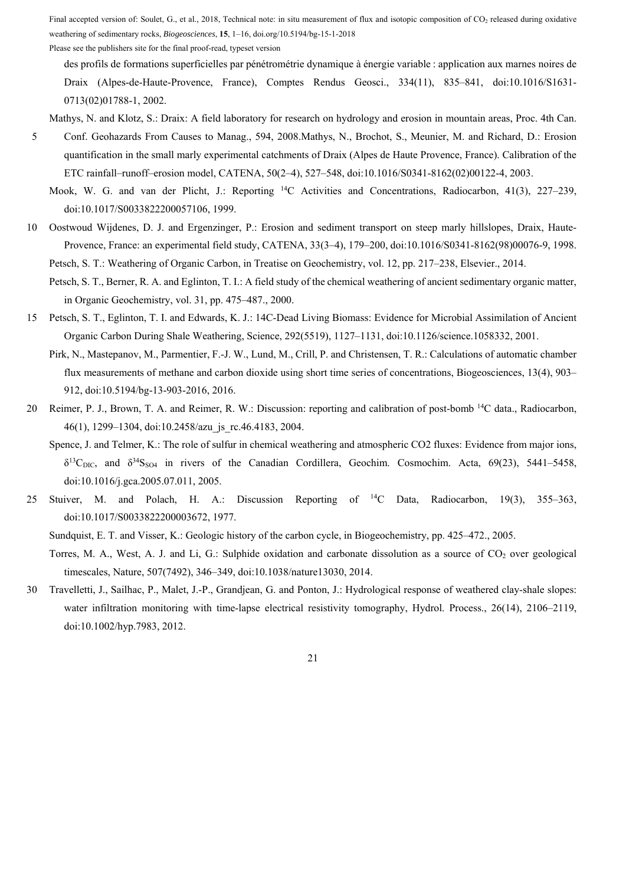des profils de formations superficielles par pénétrométrie dynamique à énergie variable : application aux marnes noires de Draix (Alpes-de-Haute-Provence, France), Comptes Rendus Geosci., 334(11), 835–841, doi:10.1016/S1631-0713(02)01788-1, 2002.

Mathys, N. and Klotz, S.: Draix: A field laboratory for research on hydrology and erosion in mountain areas, Proc. 4th Can. Conf. Geohazards From Causes to Manag., 594, 2008.Mathys, N., Brochot, S., Meunier, M. and Richard, D.: Erosion quantification in the small marly experimental catchments of Draix (Alpes de Haute Provence, France). Calibration of the ETC rainfall–runoff–erosion model, CATENA, 50(2–4), 527–548, doi:10.1016/S0341-8162(02)00122-4, 2003.

Mook, W. G. and van der Plicht, J.: Reporting $^{14}C$ Activities and Concentrations, Radiocarbon, 41(3), 227–239, doi:10.1017/S0033822200057106, 1999.

Oostwoud Wijdenes, D. J. and Ergenzinger, P.: Erosion and sediment transport on steep marly hillslopes, Draix, Haute-Provence, France: an experimental field study, CATENA, 33(3–4), 179–200, doi:10.1016/S0341-8162(98)00076-9, 1998.

Petsch, S. T.: Weathering of Organic Carbon, in Treatise on Geochemistry, vol. 12, pp. 217–238, Elsevier., 2014.

Petsch, S. T., Berner, R. A. and Eglinton, T. I.: A field study of the chemical weathering of ancient sedimentary organic matter, in Organic Geochemistry, vol. 31, pp. 475–487., 2000.

Petsch, S. T., Eglinton, T. I. and Edwards, K. J.: 14C-Dead Living Biomass: Evidence for Microbial Assimilation of Ancient Organic Carbon During Shale Weathering, Science, 292(5519), 1127–1131, doi:10.1126/science.1058332, 2001.

Pirk, N., Mastepanov, M., Parmentier, F.-J. W., Lund, M., Crill, P. and Christensen, T. R.: Calculations of automatic chamber flux measurements of methane and carbon dioxide using short time series of concentrations, Biogeosciences, 13(4), 903–912, doi:10.5194/bg-13-903-2016, 2016.

Reimer, P. J., Brown, T. A. and Reimer, R. W.: Discussion: reporting and calibration of post-bomb $^{14}C$ data., Radiocarbon, 46(1), 1299–1304, doi:10.2458/azu_js_rc.46.4183, 2004.

Spence, J. and Telmer, K.: The role of sulfur in chemical weathering and atmospheric CO2 fluxes: Evidence from major ions, $\delta^{13}C_{DIC}$, and $\delta^{34}S_{SO4}$ in rivers of the Canadian Cordillera, Geochim. Cosmochim. Acta, 69(23), 5441–5458, doi:10.1016/j.gca.2005.07.011, 2005.

Stuiver, M. and Polach, H. A.: Discussion Reporting of $^{14}C$ Data, Radiocarbon, 19(3), 355–363, doi:10.1017/S0033822200003672, 1977.

Sundquist, E. T. and Visser, K.: Geologic history of the carbon cycle, in Biogeochemistry, pp. 425–472., 2005.

Torres, M. A., West, A. J. and Li, G.: Sulphide oxidation and carbonate dissolution as a source of $CO_2$ over geological timescales, Nature, 507(7492), 346–349, doi:10.1038/nature13030, 2014.

Travelletti, J., Sailhac, P., Malet, J.-P., Grandjean, G. and Ponton, J.: Hydrological response of weathered clay-shale slopes: water infiltration monitoring with time-lapse electrical resistivity tomography, Hydrol. Process., 26(14), 2106–2119, doi:10.1002/hyp.7983, 2012.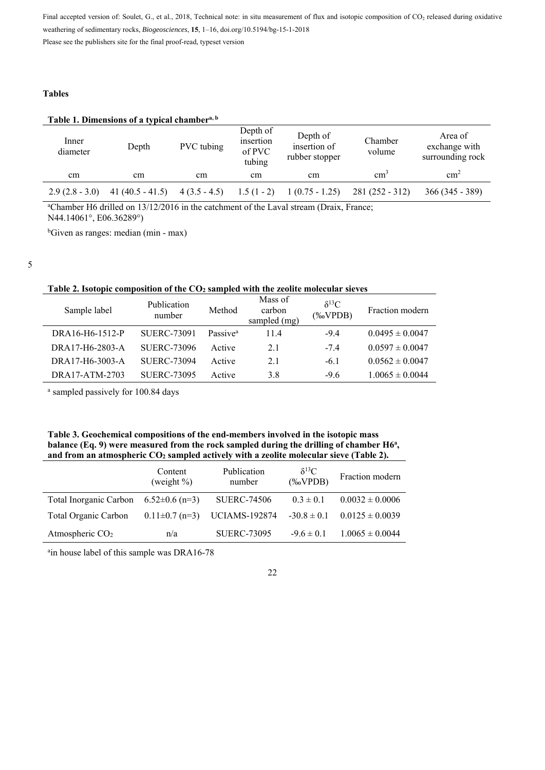## Tables

**Table 1. Dimensions of a typical chamber[a, b]**

| Inner diameter | Depth | PVC tubing | Depth of insertion of PVC tubing | Depth of insertion of rubber stopper | Chamber volume | Area of exchange with surrounding rock |
|---|---|---|---|---|---|---|
| cm | cm | cm | cm | cm | $cm^3$ | $cm^2$ |
| 2.9 (2.8 - 3.0) | 41 (40.5 - 41.5) | 4 (3.5 - 4.5) | 1.5 (1 - 2) | 1 (0.75 - 1.25) | 281 (252 - 312) | 366 (345 - 389) |

[a]Chamber H6 drilled on 13/12/2016 in the catchment of the Laval stream (Draix, France; N44.14061°, E06.36289°)

[b]Given as ranges: median (min - max)

**Table 2. Isotopic composition of the $CO_2$ sampled with the zeolite molecular sieves**

| Sample label | Publication number | Method | Mass of carbon sampled (mg) | $\delta^{13}C$ (‰VPDB) | Fraction modern |
|---|---|---|---|---|---|
| DRA16-H6-1512-P | SUERC-73091 | Passive[a] | 11.4 | -9.4 | 0.0495 ± 0.0047 |
| DRA17-H6-2803-A | SUERC-73096 | Active | 2.1 | -7.4 | 0.0597 ± 0.0047 |
| DRA17-H6-3003-A | SUERC-73094 | Active | 2.1 | -6.1 | 0.0562 ± 0.0047 |
| DRA17-ATM-2703 | SUERC-73095 | Active | 3.8 | -9.6 | 1.0065 ± 0.0044 |

[a] sampled passively for 100.84 days

**Table 3. Geochemical compositions of the end-members involved in the isotopic mass balance (Eq. 9) were measured from the rock sampled during the drilling of chamber H6[a], and from an atmospheric $CO_2$ sampled actively with a zeolite molecular sieve (Table 2).**

| | Content (weight %) | Publication number | $\delta^{13}C$ (‰VPDB) | Fraction modern |
|---|---|---|---|---|
| Total Inorganic Carbon | 6.52±0.6 (n=3) | SUERC-74506 | 0.3 ± 0.1 | 0.0032 ± 0.0006 |
| Total Organic Carbon | 0.11±0.7 (n=3) | UCIAMS-192874 | -30.8 ± 0.1 | 0.0125 ± 0.0039 |
| Atmospheric $CO_2$ | n/a | SUERC-73095 | -9.6 ± 0.1 | 1.0065 ± 0.0044 |

[a]in house label of this sample was DRA16-78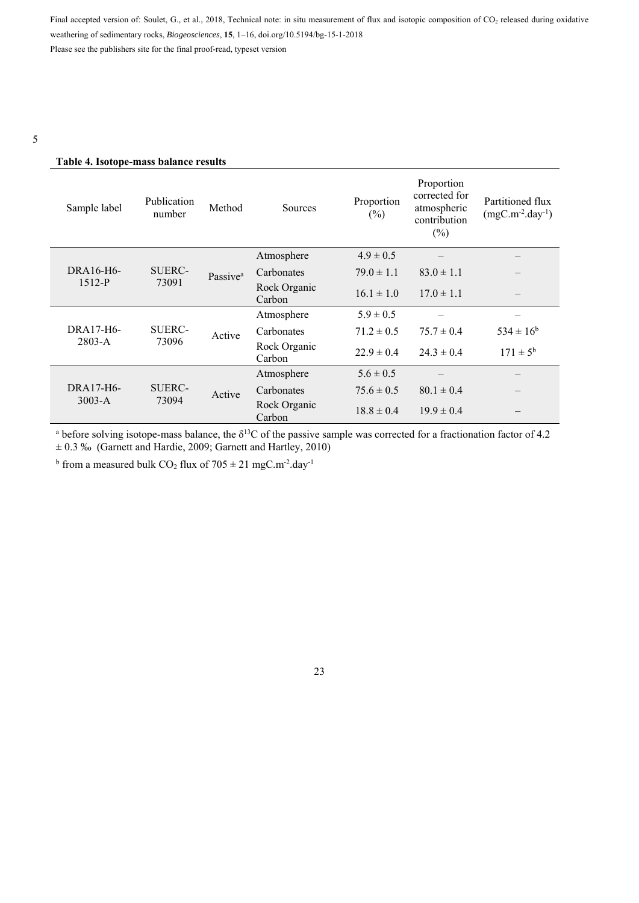**Table 4. Isotope-mass balance results**

| Sample label | Publication number | Method | Sources | Proportion (%) | Proportion corrected for atmospheric contribution (%) | Partitioned flux ($mgC.m^{-2}.day^{-1}$) |
|---|---|---|---|---|---|---|
| DRA16-H6-1512-P | SUERC-73091 | Passive[a] | Atmosphere | 4.9 ± 0.5 | – | – |
| | | | Carbonates | 79.0 ± 1.1 | 83.0 ± 1.1 | – |
| | | | Rock Organic Carbon | 16.1 ± 1.0 | 17.0 ± 1.1 | – |
| DRA17-H6-2803-A | SUERC-73096 | Active | Atmosphere | 5.9 ± 0.5 | – | – |
| | | | Carbonates | 71.2 ± 0.5 | 75.7 ± 0.4 | 534 ± 16[b] |
| | | | Rock Organic Carbon | 22.9 ± 0.4 | 24.3 ± 0.4 | 171 ± 5[b] |
| DRA17-H6-3003-A | SUERC-73094 | Active | Atmosphere | 5.6 ± 0.5 | – | – |
| | | | Carbonates | 75.6 ± 0.5 | 80.1 ± 0.4 | – |
| | | | Rock Organic Carbon | 18.8 ± 0.4 | 19.9 ± 0.4 | – |

[a] before solving isotope-mass balance, the $\delta^{13}C$ of the passive sample was corrected for a fractionation factor of 4.2 ± 0.3 ‰ (Garnett and Hardie, 2009; Garnett and Hartley, 2010)

[b] from a measured bulk $CO_2$ flux of 705 ± 21 $mgC.m^{-2}.day^{-1}$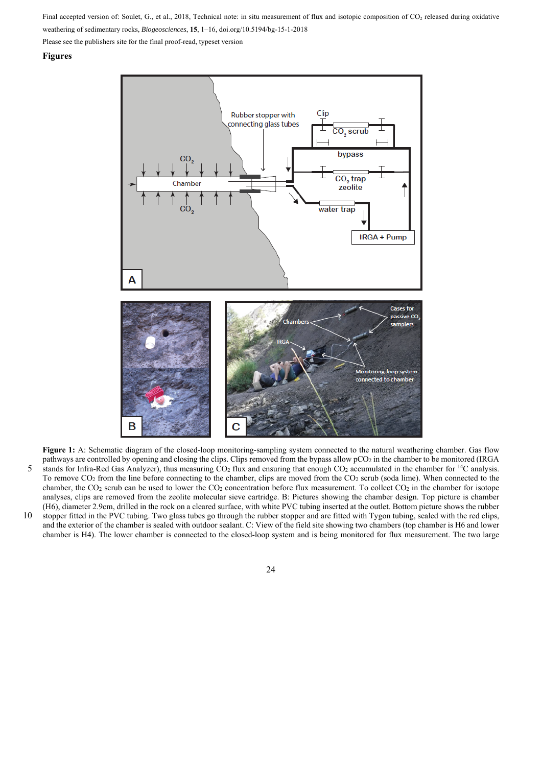Final accepted version of: Soulet, G., et al., 2018, Technical note: in situ measurement of flux and isotopic composition of $CO_2$ released during oxidative weathering of sedimentary rocks, *Biogeosciences*, **15**, 1–16, doi.org/10.5194/bg-15-1-2018

Please see the publishers site for the final proof-read, typeset version

**Figures**

**Figure 1:** A: Schematic diagram of the closed-loop monitoring-sampling system connected to the natural weathering chamber. Gas flow pathways are controlled by opening and closing the clips. Clips removed from the bypass allow $pCO_2$ in the chamber to be monitored (IRGA stands for Infra-Red Gas Analyzer), thus measuring $CO_2$ flux and ensuring that enough $CO_2$ accumulated in the chamber for $^{14}C$ analysis. To remove $CO_2$ from the line before connecting to the chamber, clips are moved from the $CO_2$ scrub (soda lime). When connected to the chamber, the $CO_2$ scrub can be used to lower the $CO_2$ concentration before flux measurement. To collect $CO_2$ in the chamber for isotope analyses, clips are removed from the zeolite molecular sieve cartridge. B: Pictures showing the chamber design. Top picture is chamber (H6), diameter 2.9cm, drilled in the rock on a cleared surface, with white PVC tubing inserted at the outlet. Bottom picture shows the rubber stopper fitted in the PVC tubing. Two glass tubes go through the rubber stopper and are fitted with Tygon tubing, sealed with the red clips, and the exterior of the chamber is sealed with outdoor sealant. C: View of the field site showing two chambers (top chamber is H6 and lower chamber is H4). The lower chamber is connected to the closed-loop system and is being monitored for flux measurement. The two large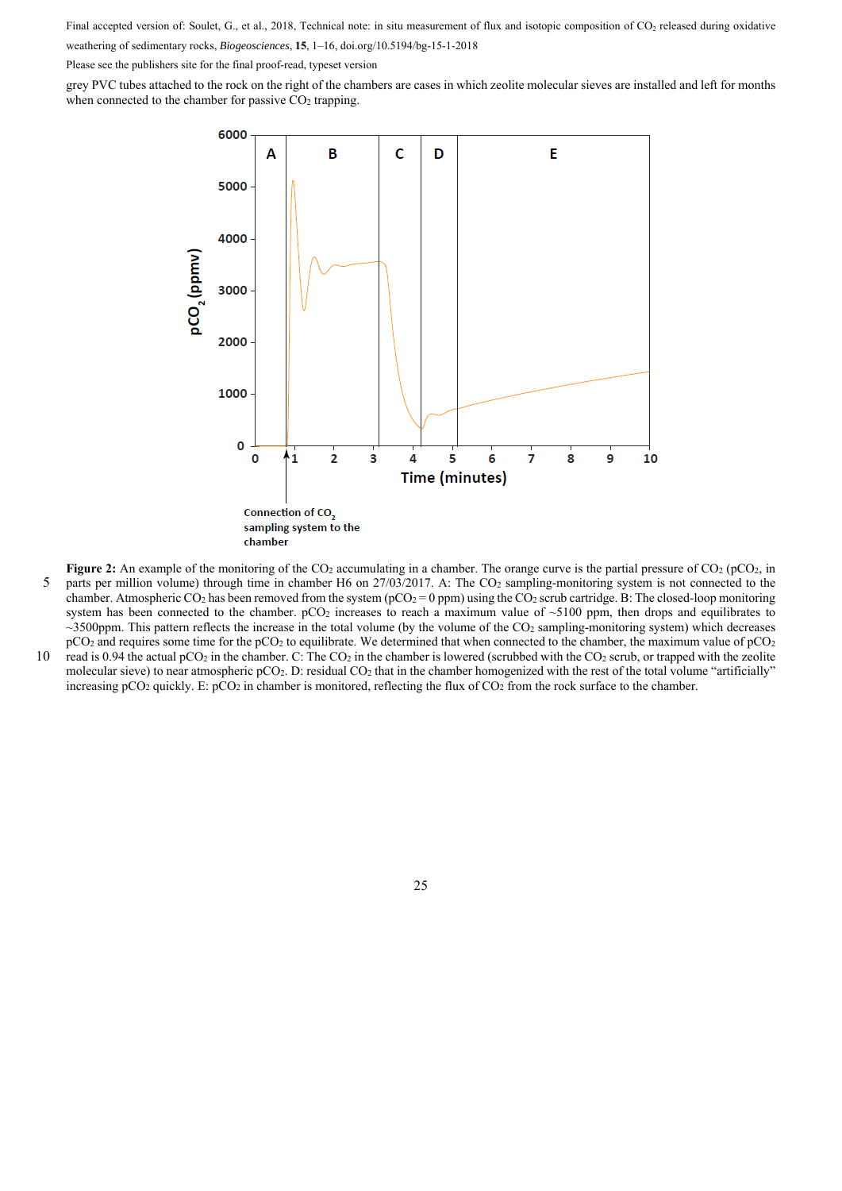grey PVC tubes attached to the rock on the right of the chambers are cases in which zeolite molecular sieves are installed and left for months when connected to the chamber for passive $CO_2$ trapping.

**Figure 2:** An example of the monitoring of the $CO_2$ accumulating in a chamber. The orange curve is the partial pressure of $CO_2$ ($pCO_2$, in parts per million volume) through time in chamber H6 on 27/03/2017. A: The $CO_2$ sampling-monitoring system is not connected to the chamber. Atmospheric $CO_2$ has been removed from the system ($pCO_2 = 0$ ppm) using the $CO_2$ scrub cartridge. B: The closed-loop monitoring system has been connected to the chamber. $pCO_2$ increases to reach a maximum value of ~5100 ppm, then drops and equilibrates to ~3500ppm. This pattern reflects the increase in the total volume (by the volume of the $CO_2$ sampling-monitoring system) which decreases $pCO_2$ and requires some time for the $pCO_2$ to equilibrate. We determined that when connected to the chamber, the maximum value of $pCO_2$ read is 0.94 the actual $pCO_2$ in the chamber. C: The $CO_2$ in the chamber is lowered (scrubbed with the $CO_2$ scrub, or trapped with the zeolite molecular sieve) to near atmospheric $pCO_2$. D: residual $CO_2$ that in the chamber homogenized with the rest of the total volume "artificially" increasing $pCO_2$ quickly. E: $pCO_2$ in chamber is monitored, reflecting the flux of $CO_2$ from the rock surface to the chamber.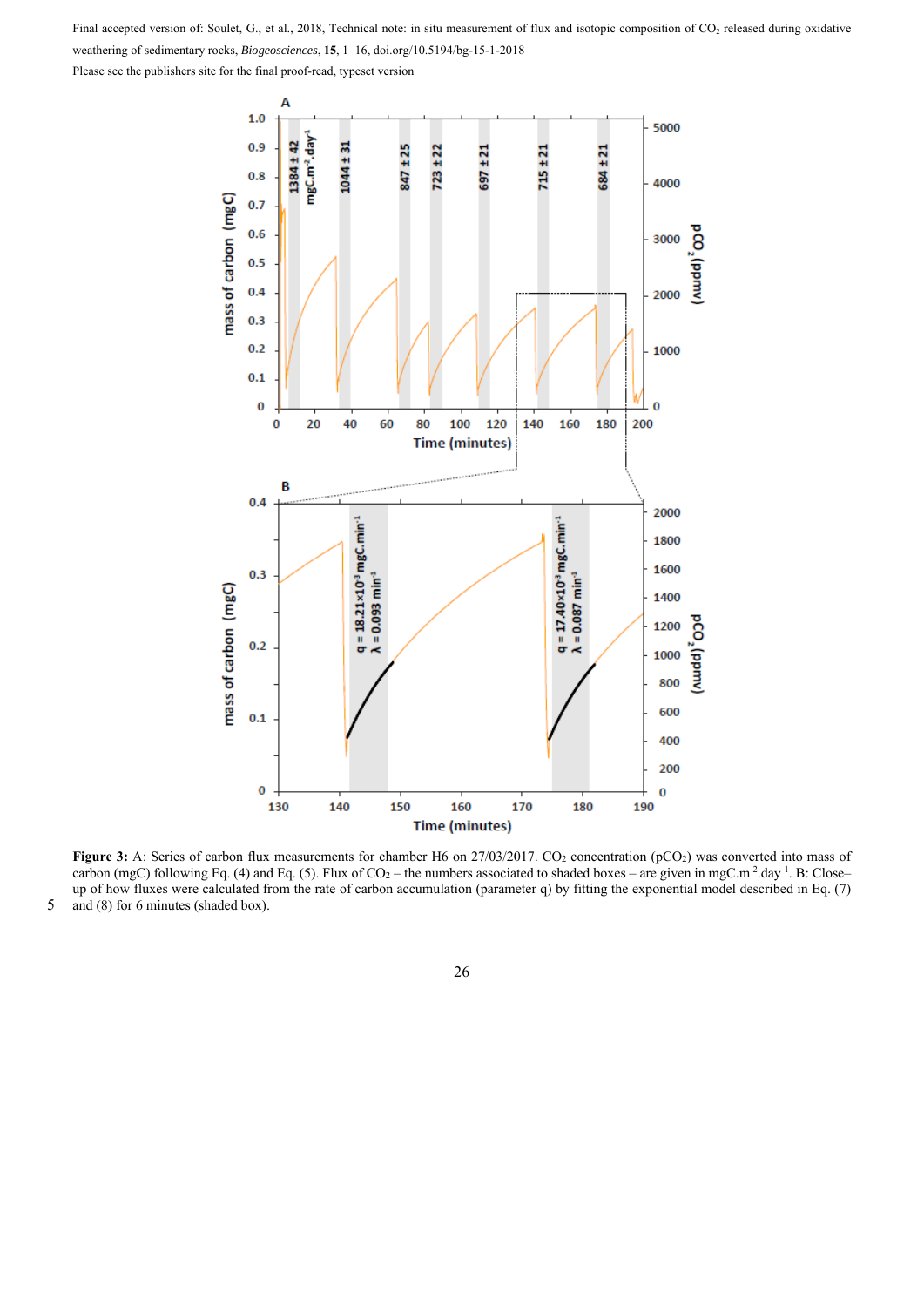**Figure 3:** A: Series of carbon flux measurements for chamber H6 on 27/03/2017. $CO_2$ concentration ($pCO_2$) was converted into mass of carbon (mgC) following Eq. (4) and Eq. (5). Flux of $CO_2$ – the numbers associated to shaded boxes – are given in mgC.m$^{-2}$.day$^{-1}$. B: Close–up of how fluxes were calculated from the rate of carbon accumulation (parameter q) by fitting the exponential model described in Eq. (7) and (8) for 6 minutes (shaded box).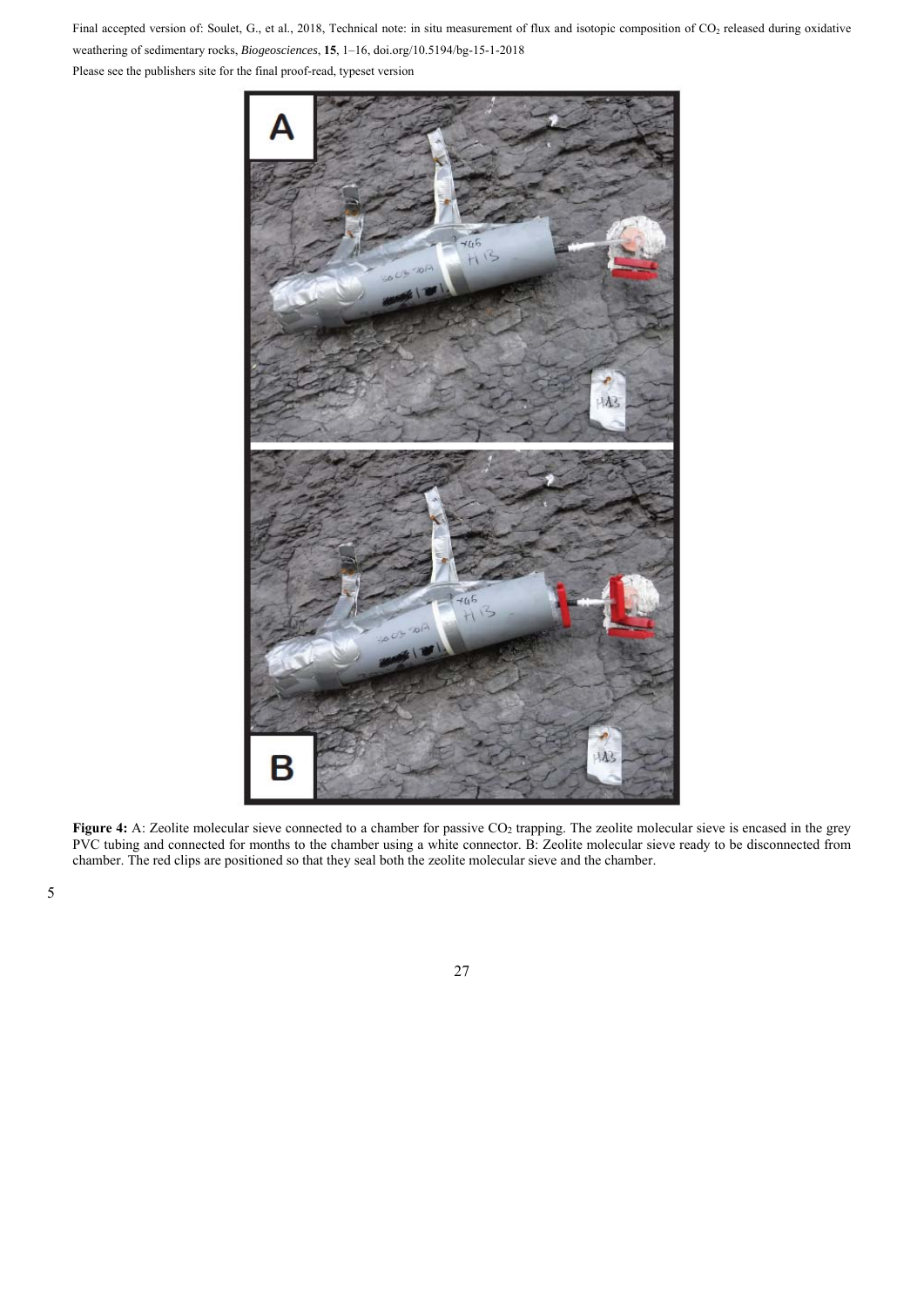Final accepted version of: Soulet, G., et al., 2018, Technical note: in situ measurement of flux and isotopic composition of $CO_2$ released during oxidative weathering of sedimentary rocks, *Biogeosciences*, **15**, 1–16, doi.org/10.5194/bg-15-1-2018

Please see the publishers site for the final proof-read, typeset version

**Figure 4:** A: Zeolite molecular sieve connected to a chamber for passive $CO_2$ trapping. The zeolite molecular sieve is encased in the grey PVC tubing and connected for months to the chamber using a white connector. B: Zeolite molecular sieve ready to be disconnected from chamber. The red clips are positioned so that they seal both the zeolite molecular sieve and the chamber.